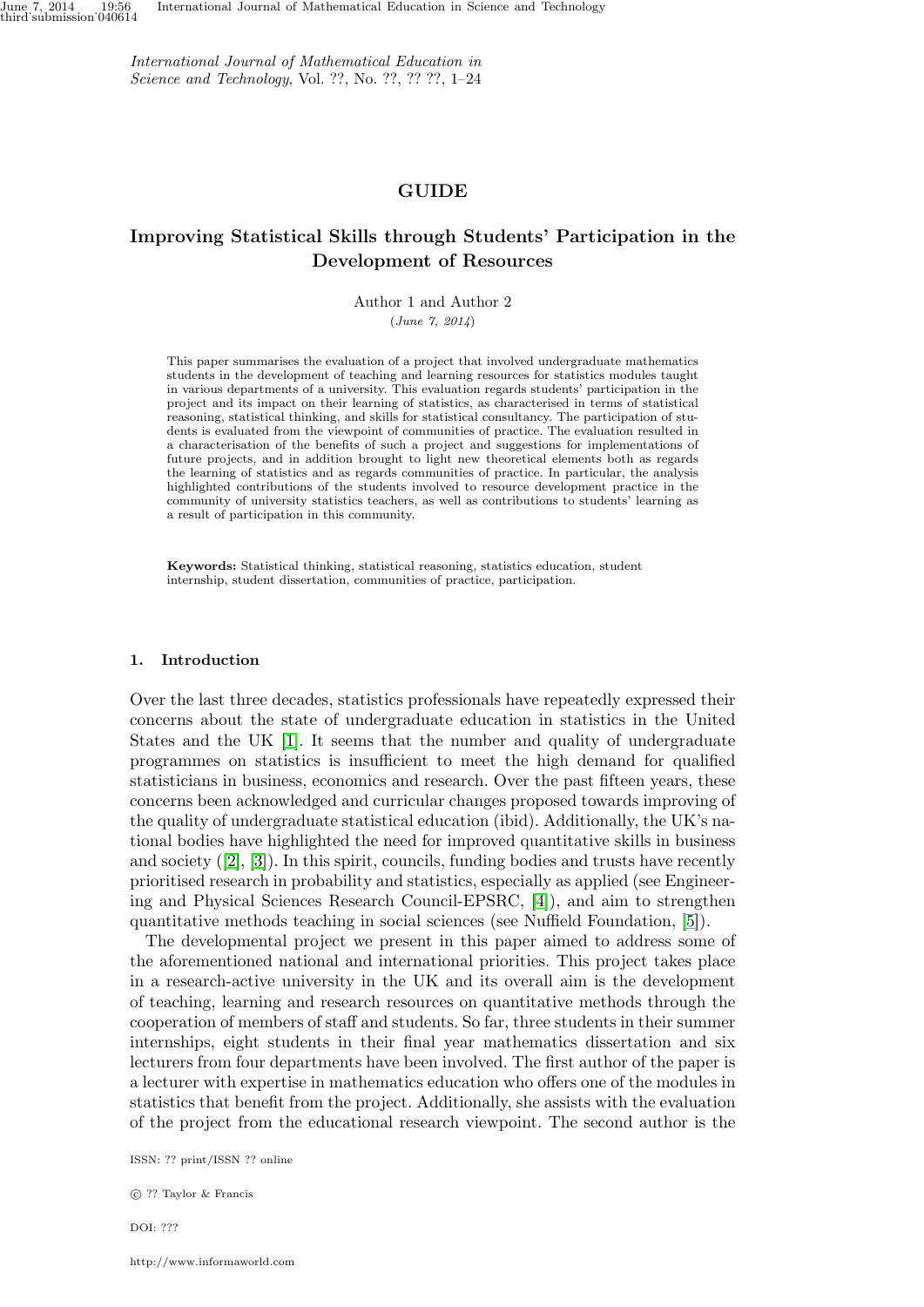# GUIDE

## Improving Statistical Skills through Students' Participation in the Development of Resources

Author 1 and Author 2

(*June 7, 2014*)

This paper summarises the evaluation of a project that involved undergraduate mathematics students in the development of teaching and learning resources for statistics modules taught in various departments of a university. This evaluation regards students' participation in the project and its impact on their learning of statistics, as characterised in terms of statistical reasoning, statistical thinking, and skills for statistical consultancy. The participation of students is evaluated from the viewpoint of communities of practice. The evaluation resulted in a characterisation of the benefits of such a project and suggestions for implementations of future projects, and in addition brought to light new theoretical elements both as regards the learning of statistics and as regards communities of practice. In particular, the analysis highlighted contributions of the students involved to resource development practice in the community of university statistics teachers, as well as contributions to students' learning as a result of participation in this community.

**Keywords:** Statistical thinking, statistical reasoning, statistics education, student internship, student dissertation, communities of practice, participation.

### 1. Introduction

Over the last three decades, statistics professionals have repeatedly expressed their concerns about the state of undergraduate education in statistics in the United States and the UK [1]. It seems that the number and quality of undergraduate programmes on statistics is insufficient to meet the high demand for qualified statisticians in business, economics and research. Over the past fifteen years, these concerns been acknowledged and curricular changes proposed towards improving of the quality of undergraduate statistical education (ibid). Additionally, the UK's national bodies have highlighted the need for improved quantitative skills in business and society ([2], [3]). In this spirit, councils, funding bodies and trusts have recently prioritised research in probability and statistics, especially as applied (see Engineering and Physical Sciences Research Council-EPSRC, [4]), and aim to strengthen quantitative methods teaching in social sciences (see Nuffield Foundation, [5]).

The developmental project we present in this paper aimed to address some of the aforementioned national and international priorities. This project takes place in a research-active university in the UK and its overall aim is the development of teaching, learning and research resources on quantitative methods through the cooperation of members of staff and students. So far, three students in their summer internships, eight students in their final year mathematics dissertation and six lecturers from four departments have been involved. The first author of the paper is a lecturer with expertise in mathematics education who offers one of the modules in statistics that benefit from the project. Additionally, she assists with the evaluation of the project from the educational research viewpoint. The second author is the

ISSN: ?? print/ISSN ?? online

© ?? Taylor & Francis

DOI: ???

http://www.informaworld.com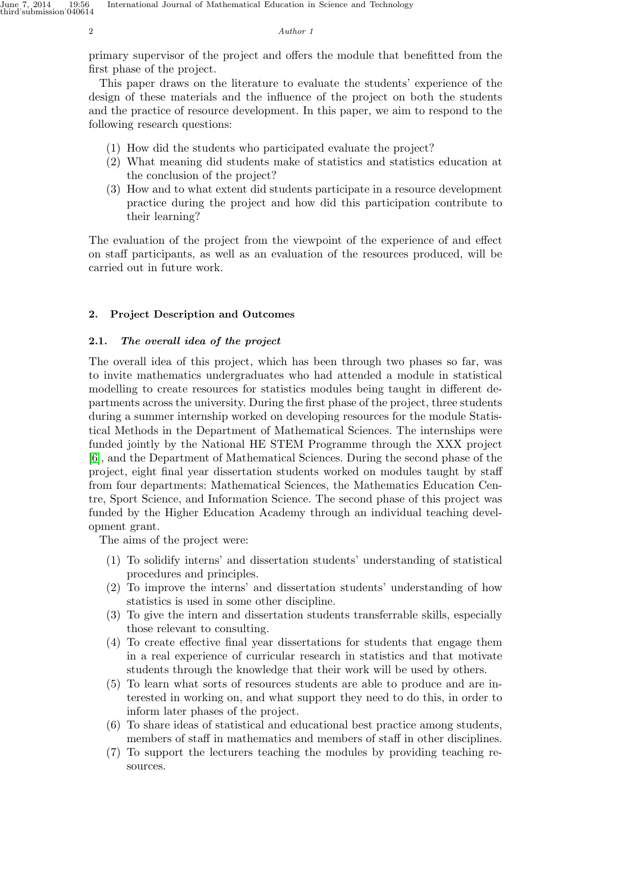primary supervisor of the project and offers the module that benefitted from the first phase of the project.

This paper draws on the literature to evaluate the students' experience of the design of these materials and the influence of the project on both the students and the practice of resource development. In this paper, we aim to respond to the following research questions:

1. How did the students who participated evaluate the project?
2. What meaning did students make of statistics and statistics education at the conclusion of the project?
3. How and to what extent did students participate in a resource development practice during the project and how did this participation contribute to their learning?

The evaluation of the project from the viewpoint of the experience of and effect on staff participants, as well as an evaluation of the resources produced, will be carried out in future work.

## 2. Project Description and Outcomes

### 2.1. *The overall idea of the project*

The overall idea of this project, which has been through two phases so far, was to invite mathematics undergraduates who had attended a module in statistical modelling to create resources for statistics modules being taught in different departments across the university. During the first phase of the project, three students during a summer internship worked on developing resources for the module Statistical Methods in the Department of Mathematical Sciences. The internships were funded jointly by the National HE STEM Programme through the XXX project [6], and the Department of Mathematical Sciences. During the second phase of the project, eight final year dissertation students worked on modules taught by staff from four departments: Mathematical Sciences, the Mathematics Education Centre, Sport Science, and Information Science. The second phase of this project was funded by the Higher Education Academy through an individual teaching development grant.

The aims of the project were:

1. To solidify interns' and dissertation students' understanding of statistical procedures and principles.
2. To improve the interns' and dissertation students' understanding of how statistics is used in some other discipline.
3. To give the intern and dissertation students transferrable skills, especially those relevant to consulting.
4. To create effective final year dissertations for students that engage them in a real experience of curricular research in statistics and that motivate students through the knowledge that their work will be used by others.
5. To learn what sorts of resources students are able to produce and are interested in working on, and what support they need to do this, in order to inform later phases of the project.
6. To share ideas of statistical and educational best practice among students, members of staff in mathematics and members of staff in other disciplines.
7. To support the lecturers teaching the modules by providing teaching resources.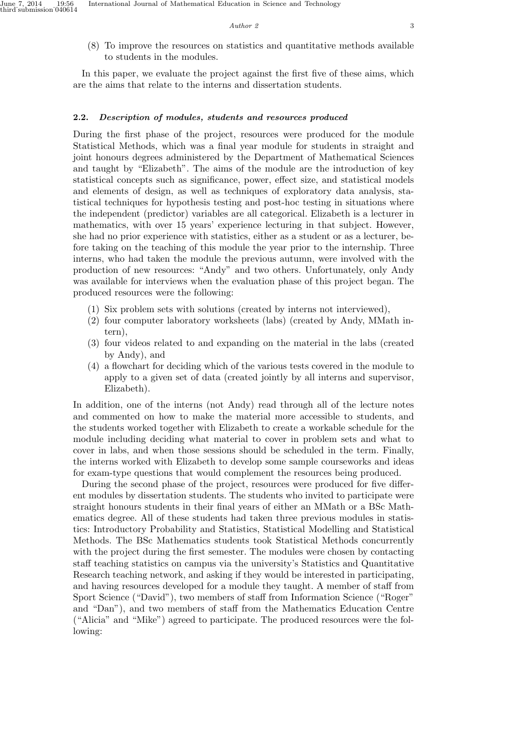(8) To improve the resources on statistics and quantitative methods available to students in the modules.

In this paper, we evaluate the project against the first five of these aims, which are the aims that relate to the interns and dissertation students.

### 2.2. *Description of modules, students and resources produced*

During the first phase of the project, resources were produced for the module Statistical Methods, which was a final year module for students in straight and joint honours degrees administered by the Department of Mathematical Sciences and taught by "Elizabeth". The aims of the module are the introduction of key statistical concepts such as significance, power, effect size, and statistical models and elements of design, as well as techniques of exploratory data analysis, statistical techniques for hypothesis testing and post-hoc testing in situations where the independent (predictor) variables are all categorical. Elizabeth is a lecturer in mathematics, with over 15 years' experience lecturing in that subject. However, she had no prior experience with statistics, either as a student or as a lecturer, before taking on the teaching of this module the year prior to the internship. Three interns, who had taken the module the previous autumn, were involved with the production of new resources: "Andy" and two others. Unfortunately, only Andy was available for interviews when the evaluation phase of this project began. The produced resources were the following:

(1) Six problem sets with solutions (created by interns not interviewed),
(2) four computer laboratory worksheets (labs) (created by Andy, MMath intern),
(3) four videos related to and expanding on the material in the labs (created by Andy), and
(4) a flowchart for deciding which of the various tests covered in the module to apply to a given set of data (created jointly by all interns and supervisor, Elizabeth).

In addition, one of the interns (not Andy) read through all of the lecture notes and commented on how to make the material more accessible to students, and the students worked together with Elizabeth to create a workable schedule for the module including deciding what material to cover in problem sets and what to cover in labs, and when those sessions should be scheduled in the term. Finally, the interns worked with Elizabeth to develop some sample courseworks and ideas for exam-type questions that would complement the resources being produced.

During the second phase of the project, resources were produced for five different modules by dissertation students. The students who invited to participate were straight honours students in their final years of either an MMath or a BSc Mathematics degree. All of these students had taken three previous modules in statistics: Introductory Probability and Statistics, Statistical Modelling and Statistical Methods. The BSc Mathematics students took Statistical Methods concurrently with the project during the first semester. The modules were chosen by contacting staff teaching statistics on campus via the university's Statistics and Quantitative Research teaching network, and asking if they would be interested in participating, and having resources developed for a module they taught. A member of staff from Sport Science ("David"), two members of staff from Information Science ("Roger" and "Dan"), and two members of staff from the Mathematics Education Centre ("Alicia" and "Mike") agreed to participate. The produced resources were the following: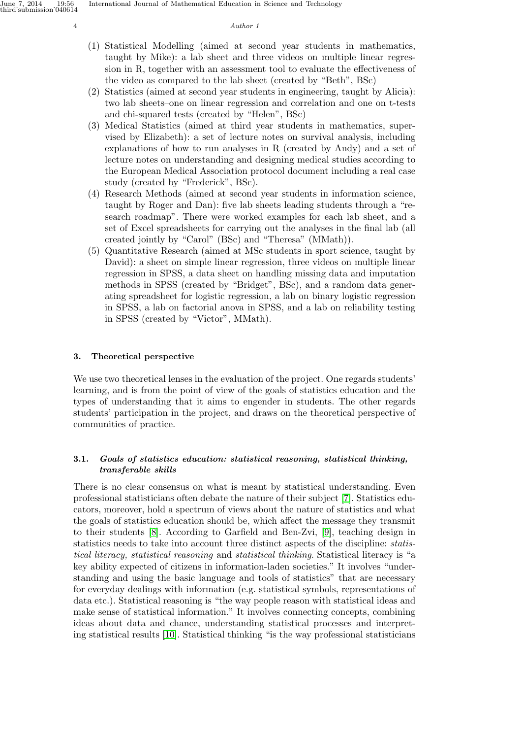(1) Statistical Modelling (aimed at second year students in mathematics, taught by Mike): a lab sheet and three videos on multiple linear regression in R, together with an assessment tool to evaluate the effectiveness of the video as compared to the lab sheet (created by "Beth", BSc)
(2) Statistics (aimed at second year students in engineering, taught by Alicia): two lab sheets–one on linear regression and correlation and one on t-tests and chi-squared tests (created by "Helen", BSc)
(3) Medical Statistics (aimed at third year students in mathematics, supervised by Elizabeth): a set of lecture notes on survival analysis, including explanations of how to run analyses in R (created by Andy) and a set of lecture notes on understanding and designing medical studies according to the European Medical Association protocol document including a real case study (created by "Frederick", BSc).
(4) Research Methods (aimed at second year students in information science, taught by Roger and Dan): five lab sheets leading students through a "research roadmap". There were worked examples for each lab sheet, and a set of Excel spreadsheets for carrying out the analyses in the final lab (all created jointly by "Carol" (BSc) and "Theresa" (MMath)).
(5) Quantitative Research (aimed at MSc students in sport science, taught by David): a sheet on simple linear regression, three videos on multiple linear regression in SPSS, a data sheet on handling missing data and imputation methods in SPSS (created by "Bridget", BSc), and a random data generating spreadsheet for logistic regression, a lab on binary logistic regression in SPSS, a lab on factorial anova in SPSS, and a lab on reliability testing in SPSS (created by "Victor", MMath).

## 3. Theoretical perspective

We use two theoretical lenses in the evaluation of the project. One regards students' learning, and is from the point of view of the goals of statistics education and the types of understanding that it aims to engender in students. The other regards students' participation in the project, and draws on the theoretical perspective of communities of practice.

### 3.1. *Goals of statistics education: statistical reasoning, statistical thinking, transferable skills*

There is no clear consensus on what is meant by statistical understanding. Even professional statisticians often debate the nature of their subject [7]. Statistics educators, moreover, hold a spectrum of views about the nature of statistics and what the goals of statistics education should be, which affect the message they transmit to their students [8]. According to Garfield and Ben-Zvi, [9], teaching design in statistics needs to take into account three distinct aspects of the discipline: *statistical literacy, statistical reasoning* and *statistical thinking*. Statistical literacy is "a key ability expected of citizens in information-laden societies." It involves "understanding and using the basic language and tools of statistics" that are necessary for everyday dealings with information (e.g. statistical symbols, representations of data etc.). Statistical reasoning is "the way people reason with statistical ideas and make sense of statistical information." It involves connecting concepts, combining ideas about data and chance, understanding statistical processes and interpreting statistical results [10]. Statistical thinking "is the way professional statisticians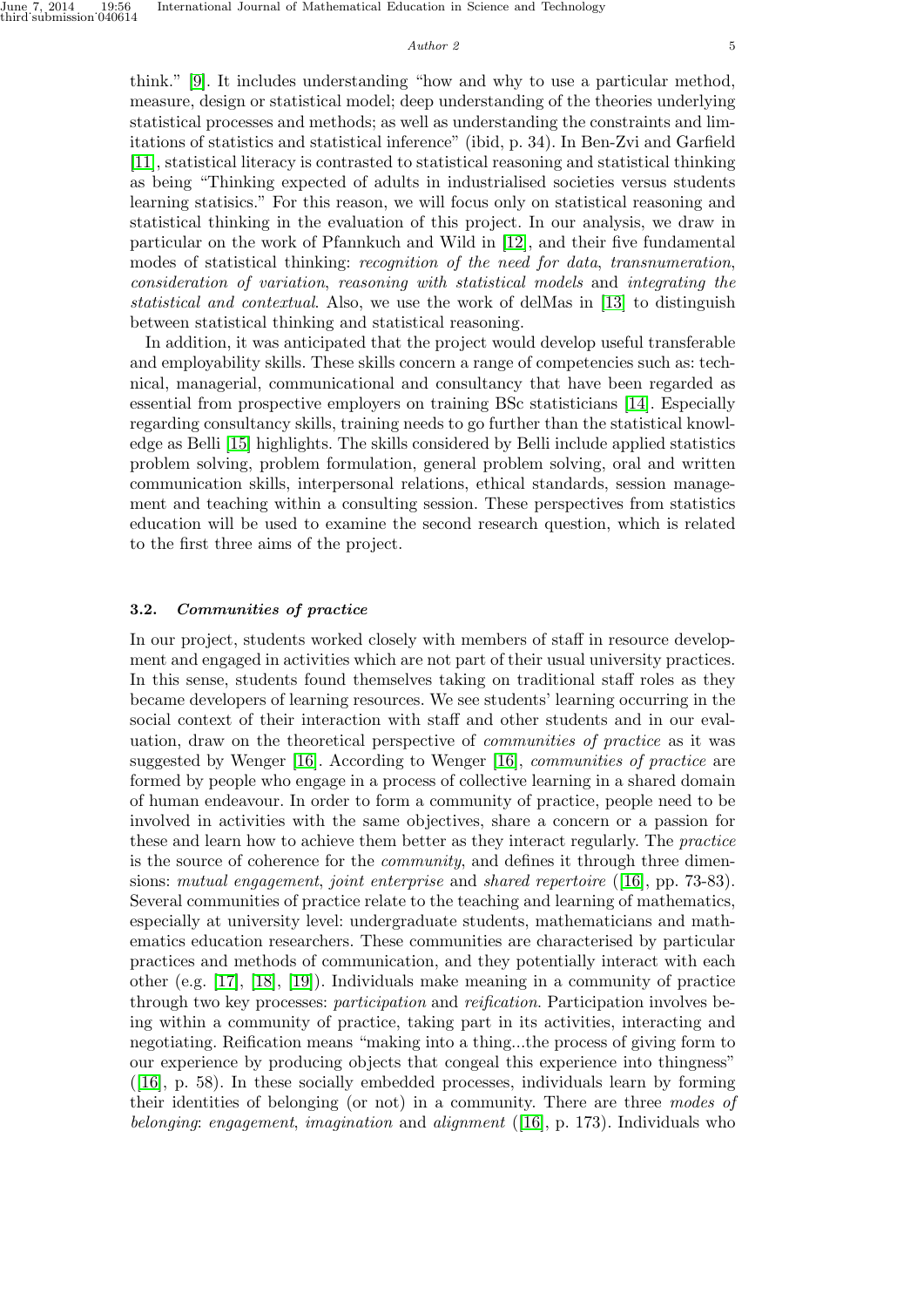think." [9]. It includes understanding "how and why to use a particular method, measure, design or statistical model; deep understanding of the theories underlying statistical processes and methods; as well as understanding the constraints and limitations of statistics and statistical inference" (ibid, p. 34). In Ben-Zvi and Garfield [11], statistical literacy is contrasted to statistical reasoning and statistical thinking as being "Thinking expected of adults in industrialised societies versus students learning statisics." For this reason, we will focus only on statistical reasoning and statistical thinking in the evaluation of this project. In our analysis, we draw in particular on the work of Pfannkuch and Wild in [12], and their five fundamental modes of statistical thinking: *recognition of the need for data*, *transnumeration*, *consideration of variation*, *reasoning with statistical models* and *integrating the statistical and contextual*. Also, we use the work of delMas in [13] to distinguish between statistical thinking and statistical reasoning.

In addition, it was anticipated that the project would develop useful transferable and employability skills. These skills concern a range of competencies such as: technical, managerial, communicational and consultancy that have been regarded as essential from prospective employers on training BSc statisticians [14]. Especially regarding consultancy skills, training needs to go further than the statistical knowledge as Belli [15] highlights. The skills considered by Belli include applied statistics problem solving, problem formulation, general problem solving, oral and written communication skills, interpersonal relations, ethical standards, session management and teaching within a consulting session. These perspectives from statistics education will be used to examine the second research question, which is related to the first three aims of the project.

### 3.2. *Communities of practice*

In our project, students worked closely with members of staff in resource development and engaged in activities which are not part of their usual university practices. In this sense, students found themselves taking on traditional staff roles as they became developers of learning resources. We see students' learning occurring in the social context of their interaction with staff and other students and in our evaluation, draw on the theoretical perspective of *communities of practice* as it was suggested by Wenger [16]. According to Wenger [16], *communities of practice* are formed by people who engage in a process of collective learning in a shared domain of human endeavour. In order to form a community of practice, people need to be involved in activities with the same objectives, share a concern or a passion for these and learn how to achieve them better as they interact regularly. The *practice* is the source of coherence for the *community*, and defines it through three dimensions: *mutual engagement*, *joint enterprise* and *shared repertoire* ([16], pp. 73-83). Several communities of practice relate to the teaching and learning of mathematics, especially at university level: undergraduate students, mathematicians and mathematics education researchers. These communities are characterised by particular practices and methods of communication, and they potentially interact with each other (e.g. [17], [18], [19]). Individuals make meaning in a community of practice through two key processes: *participation* and *reification*. Participation involves being within a community of practice, taking part in its activities, interacting and negotiating. Reification means "making into a thing...the process of giving form to our experience by producing objects that congeal this experience into thingness" ([16], p. 58). In these socially embedded processes, individuals learn by forming their identities of belonging (or not) in a community. There are three *modes of belonging*: *engagement*, *imagination* and *alignment* ([16], p. 173). Individuals who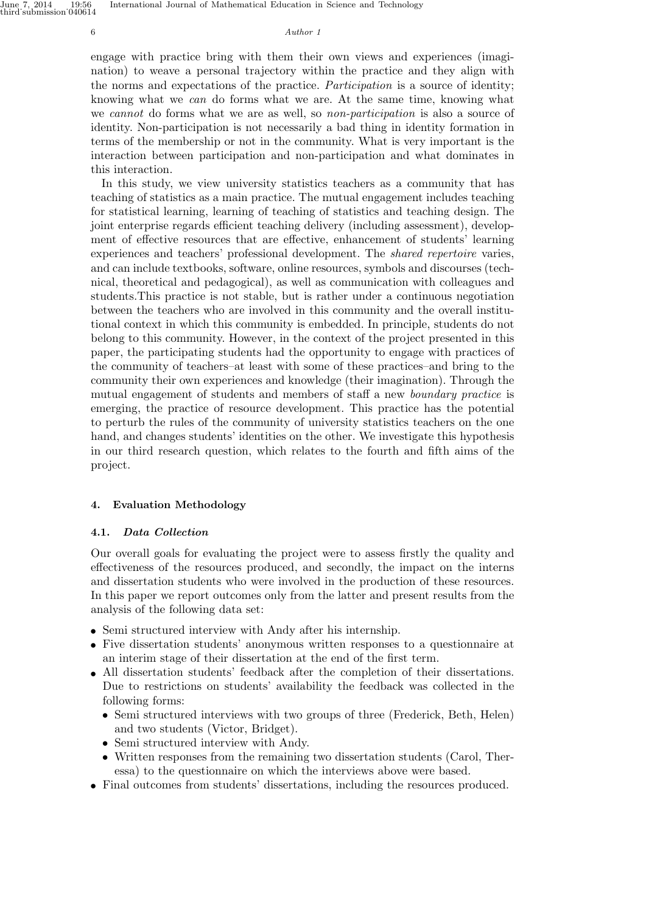engage with practice bring with them their own views and experiences (imagination) to weave a personal trajectory within the practice and they align with the norms and expectations of the practice. *Participation* is a source of identity; knowing what we *can* do forms what we are. At the same time, knowing what we *cannot* do forms what we are as well, so *non-participation* is also a source of identity. Non-participation is not necessarily a bad thing in identity formation in terms of the membership or not in the community. What is very important is the interaction between participation and non-participation and what dominates in this interaction.

In this study, we view university statistics teachers as a community that has teaching of statistics as a main practice. The mutual engagement includes teaching for statistical learning, learning of teaching of statistics and teaching design. The joint enterprise regards efficient teaching delivery (including assessment), development of effective resources that are effective, enhancement of students' learning experiences and teachers' professional development. The *shared repertoire* varies, and can include textbooks, software, online resources, symbols and discourses (technical, theoretical and pedagogical), as well as communication with colleagues and students.This practice is not stable, but is rather under a continuous negotiation between the teachers who are involved in this community and the overall institutional context in which this community is embedded. In principle, students do not belong to this community. However, in the context of the project presented in this paper, the participating students had the opportunity to engage with practices of the community of teachers–at least with some of these practices–and bring to the community their own experiences and knowledge (their imagination). Through the mutual engagement of students and members of staff a new *boundary practice* is emerging, the practice of resource development. This practice has the potential to perturb the rules of the community of university statistics teachers on the one hand, and changes students' identities on the other. We investigate this hypothesis in our third research question, which relates to the fourth and fifth aims of the project.

## 4. Evaluation Methodology

### 4.1. *Data Collection*

Our overall goals for evaluating the project were to assess firstly the quality and effectiveness of the resources produced, and secondly, the impact on the interns and dissertation students who were involved in the production of these resources. In this paper we report outcomes only from the latter and present results from the analysis of the following data set:

- Semi structured interview with Andy after his internship.
- Five dissertation students' anonymous written responses to a questionnaire at an interim stage of their dissertation at the end of the first term.
- All dissertation students' feedback after the completion of their dissertations. Due to restrictions on students' availability the feedback was collected in the following forms:
  - Semi structured interviews with two groups of three (Frederick, Beth, Helen) and two students (Victor, Bridget).
  - Semi structured interview with Andy.
  - Written responses from the remaining two dissertation students (Carol, Theressa) to the questionnaire on which the interviews above were based.
- Final outcomes from students' dissertations, including the resources produced.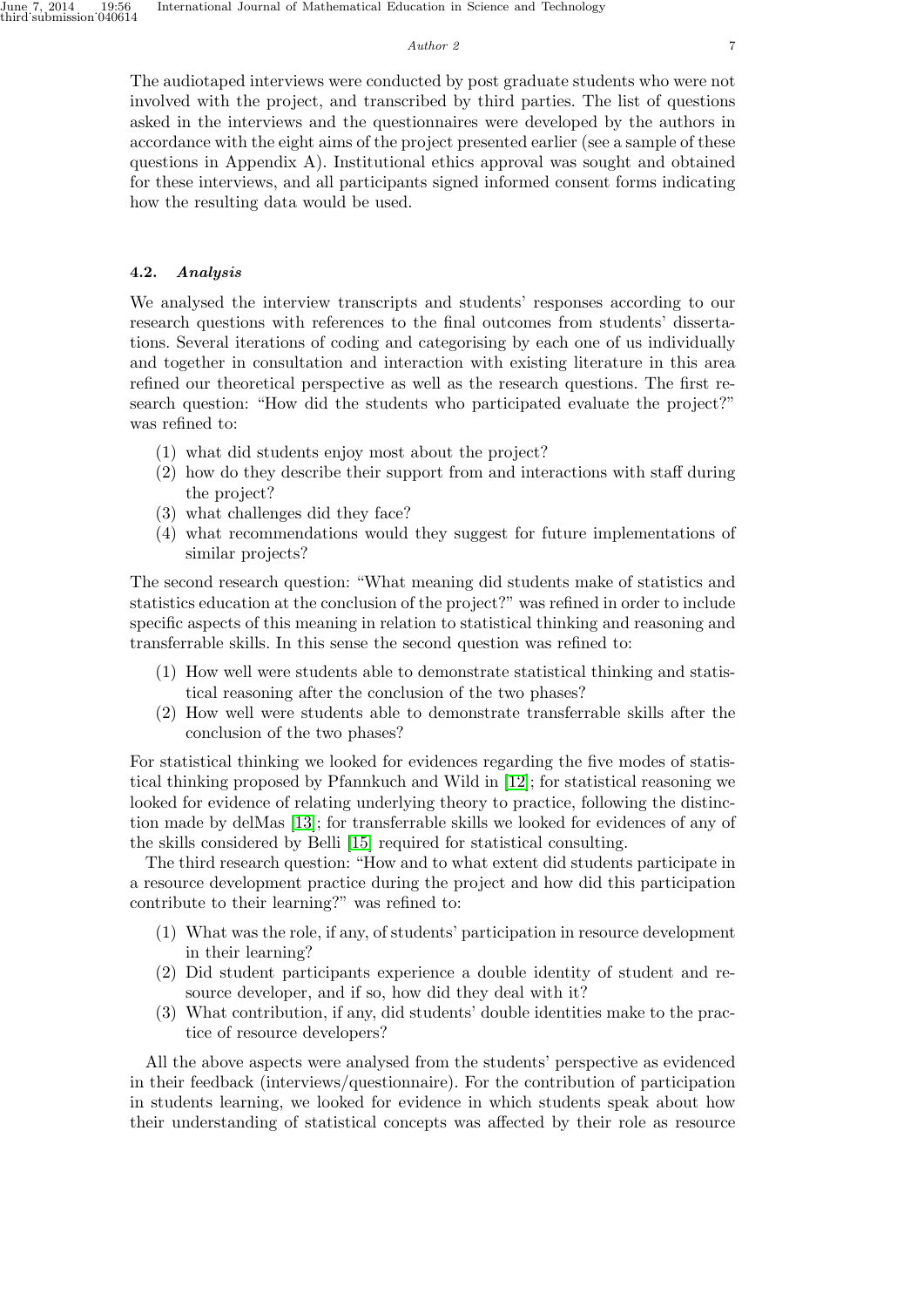The audiotaped interviews were conducted by post graduate students who were not involved with the project, and transcribed by third parties. The list of questions asked in the interviews and the questionnaires were developed by the authors in accordance with the eight aims of the project presented earlier (see a sample of these questions in Appendix A). Institutional ethics approval was sought and obtained for these interviews, and all participants signed informed consent forms indicating how the resulting data would be used.

### 4.2. *Analysis*

We analysed the interview transcripts and students' responses according to our research questions with references to the final outcomes from students' dissertations. Several iterations of coding and categorising by each one of us individually and together in consultation and interaction with existing literature in this area refined our theoretical perspective as well as the research questions. The first research question: "How did the students who participated evaluate the project?" was refined to:

(1) what did students enjoy most about the project?
(2) how do they describe their support from and interactions with staff during the project?
(3) what challenges did they face?
(4) what recommendations would they suggest for future implementations of similar projects?

The second research question: "What meaning did students make of statistics and statistics education at the conclusion of the project?" was refined in order to include specific aspects of this meaning in relation to statistical thinking and reasoning and transferrable skills. In this sense the second question was refined to:

(1) How well were students able to demonstrate statistical thinking and statistical reasoning after the conclusion of the two phases?
(2) How well were students able to demonstrate transferrable skills after the conclusion of the two phases?

For statistical thinking we looked for evidences regarding the five modes of statistical thinking proposed by Pfannkuch and Wild in [12]; for statistical reasoning we looked for evidence of relating underlying theory to practice, following the distinction made by delMas [13]; for transferrable skills we looked for evidences of any of the skills considered by Belli [15] required for statistical consulting.

The third research question: "How and to what extent did students participate in a resource development practice during the project and how did this participation contribute to their learning?" was refined to:

(1) What was the role, if any, of students' participation in resource development in their learning?
(2) Did student participants experience a double identity of student and resource developer, and if so, how did they deal with it?
(3) What contribution, if any, did students' double identities make to the practice of resource developers?

All the above aspects were analysed from the students' perspective as evidenced in their feedback (interviews/questionnaire). For the contribution of participation in students learning, we looked for evidence in which students speak about how their understanding of statistical concepts was affected by their role as resource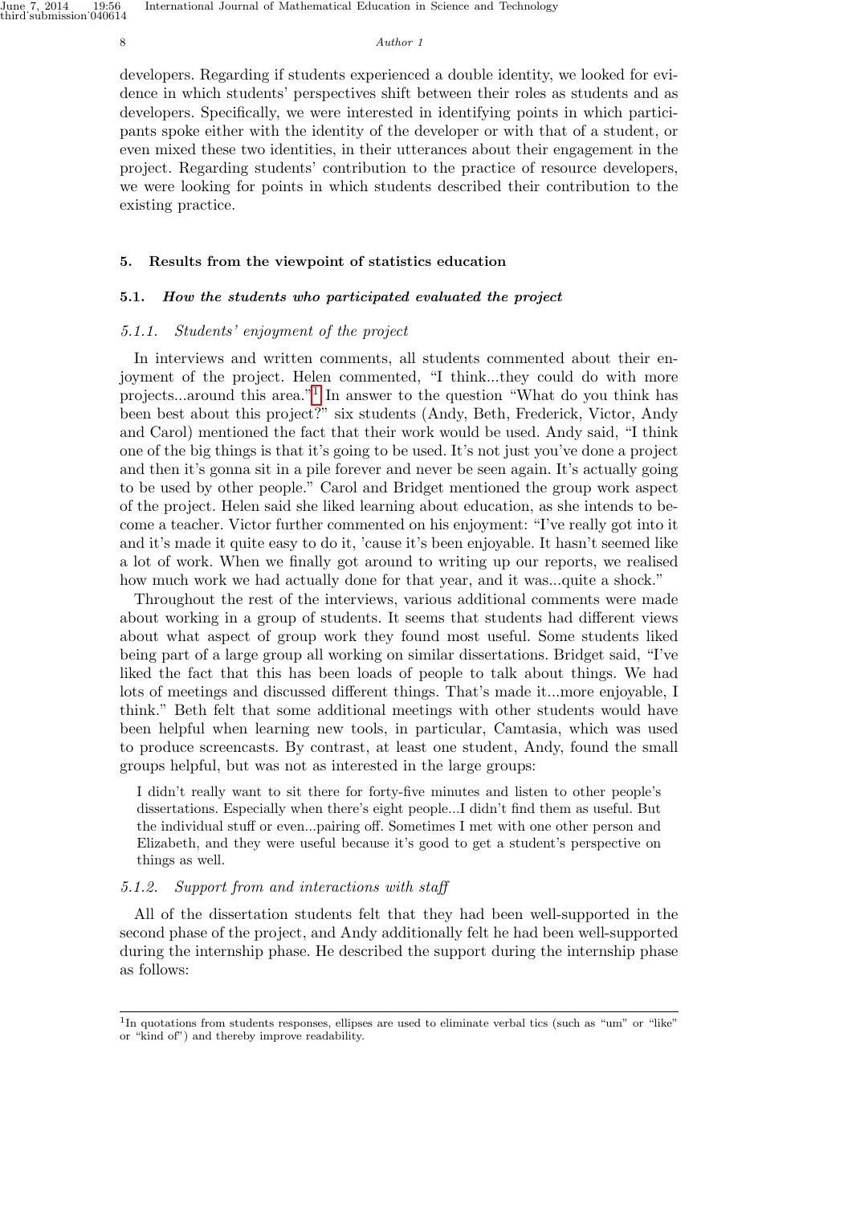developers. Regarding if students experienced a double identity, we looked for evidence in which students' perspectives shift between their roles as students and as developers. Specifically, we were interested in identifying points in which participants spoke either with the identity of the developer or with that of a student, or even mixed these two identities, in their utterances about their engagement in the project. Regarding students' contribution to the practice of resource developers, we were looking for points in which students described their contribution to the existing practice.

## 5. Results from the viewpoint of statistics education

### 5.1. *How the students who participated evaluated the project*

#### *5.1.1. Students' enjoyment of the project*

In interviews and written comments, all students commented about their enjoyment of the project. Helen commented, "I think...they could do with more projects...around this area."[1] In answer to the question "What do you think has been best about this project?" six students (Andy, Beth, Frederick, Victor, Andy and Carol) mentioned the fact that their work would be used. Andy said, "I think one of the big things is that it's going to be used. It's not just you've done a project and then it's gonna sit in a pile forever and never be seen again. It's actually going to be used by other people." Carol and Bridget mentioned the group work aspect of the project. Helen said she liked learning about education, as she intends to become a teacher. Victor further commented on his enjoyment: "I've really got into it and it's made it quite easy to do it, 'cause it's been enjoyable. It hasn't seemed like a lot of work. When we finally got around to writing up our reports, we realised how much work we had actually done for that year, and it was...quite a shock."

Throughout the rest of the interviews, various additional comments were made about working in a group of students. It seems that students had different views about what aspect of group work they found most useful. Some students liked being part of a large group all working on similar dissertations. Bridget said, "I've liked the fact that this has been loads of people to talk about things. We had lots of meetings and discussed different things. That's made it...more enjoyable, I think." Beth felt that some additional meetings with other students would have been helpful when learning new tools, in particular, Camtasia, which was used to produce screencasts. By contrast, at least one student, Andy, found the small groups helpful, but was not as interested in the large groups:

> I didn't really want to sit there for forty-five minutes and listen to other people's dissertations. Especially when there's eight people...I didn't find them as useful. But the individual stuff or even...pairing off. Sometimes I met with one other person and Elizabeth, and they were useful because it's good to get a student's perspective on things as well.

#### *5.1.2. Support from and interactions with staff*

All of the dissertation students felt that they had been well-supported in the second phase of the project, and Andy additionally felt he had been well-supported during the internship phase. He described the support during the internship phase as follows:

---

[1] In quotations from students responses, ellipses are used to eliminate verbal tics (such as "um" or "like" or "kind of") and thereby improve readability.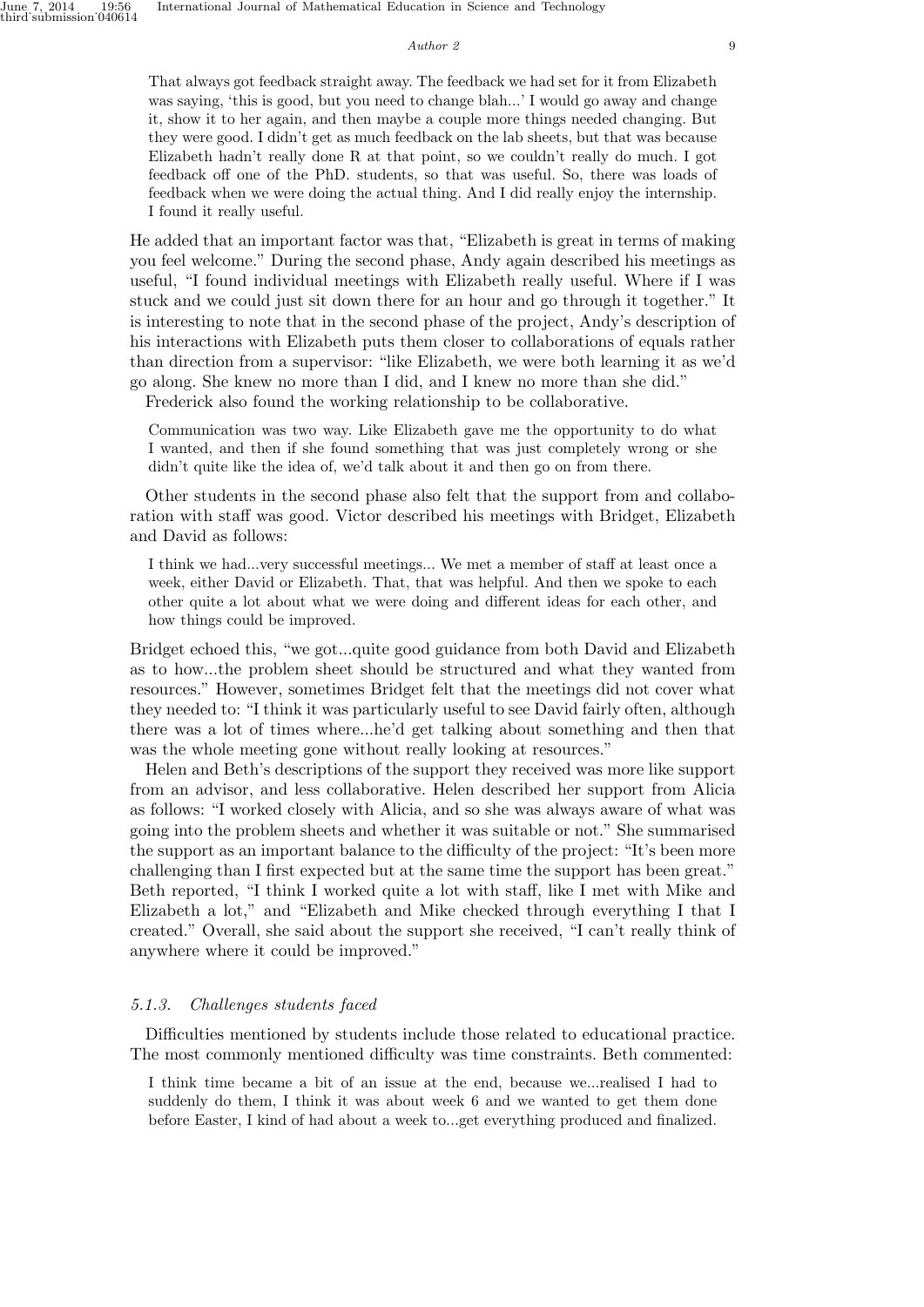> That always got feedback straight away. The feedback we had set for it from Elizabeth was saying, 'this is good, but you need to change blah...' I would go away and change it, show it to her again, and then maybe a couple more things needed changing. But they were good. I didn't get as much feedback on the lab sheets, but that was because Elizabeth hadn't really done R at that point, so we couldn't really do much. I got feedback off one of the PhD. students, so that was useful. So, there was loads of feedback when we were doing the actual thing. And I did really enjoy the internship. I found it really useful.

He added that an important factor was that, "Elizabeth is great in terms of making you feel welcome." During the second phase, Andy again described his meetings as useful, "I found individual meetings with Elizabeth really useful. Where if I was stuck and we could just sit down there for an hour and go through it together." It is interesting to note that in the second phase of the project, Andy's description of his interactions with Elizabeth puts them closer to collaborations of equals rather than direction from a supervisor: "like Elizabeth, we were both learning it as we'd go along. She knew no more than I did, and I knew no more than she did."

Frederick also found the working relationship to be collaborative.

> Communication was two way. Like Elizabeth gave me the opportunity to do what I wanted, and then if she found something that was just completely wrong or she didn't quite like the idea of, we'd talk about it and then go on from there.

Other students in the second phase also felt that the support from and collaboration with staff was good. Victor described his meetings with Bridget, Elizabeth and David as follows:

> I think we had...very successful meetings... We met a member of staff at least once a week, either David or Elizabeth. That, that was helpful. And then we spoke to each other quite a lot about what we were doing and different ideas for each other, and how things could be improved.

Bridget echoed this, "we got...quite good guidance from both David and Elizabeth as to how...the problem sheet should be structured and what they wanted from resources." However, sometimes Bridget felt that the meetings did not cover what they needed to: "I think it was particularly useful to see David fairly often, although there was a lot of times where...he'd get talking about something and then that was the whole meeting gone without really looking at resources."

Helen and Beth's descriptions of the support they received was more like support from an advisor, and less collaborative. Helen described her support from Alicia as follows: "I worked closely with Alicia, and so she was always aware of what was going into the problem sheets and whether it was suitable or not." She summarised the support as an important balance to the difficulty of the project: "It's been more challenging than I first expected but at the same time the support has been great." Beth reported, "I think I worked quite a lot with staff, like I met with Mike and Elizabeth a lot," and "Elizabeth and Mike checked through everything I that I created." Overall, she said about the support she received, "I can't really think of anywhere where it could be improved."

#### *5.1.3. Challenges students faced*

Difficulties mentioned by students include those related to educational practice. The most commonly mentioned difficulty was time constraints. Beth commented:

> I think time became a bit of an issue at the end, because we...realised I had to suddenly do them, I think it was about week 6 and we wanted to get them done before Easter, I kind of had about a week to...get everything produced and finalized.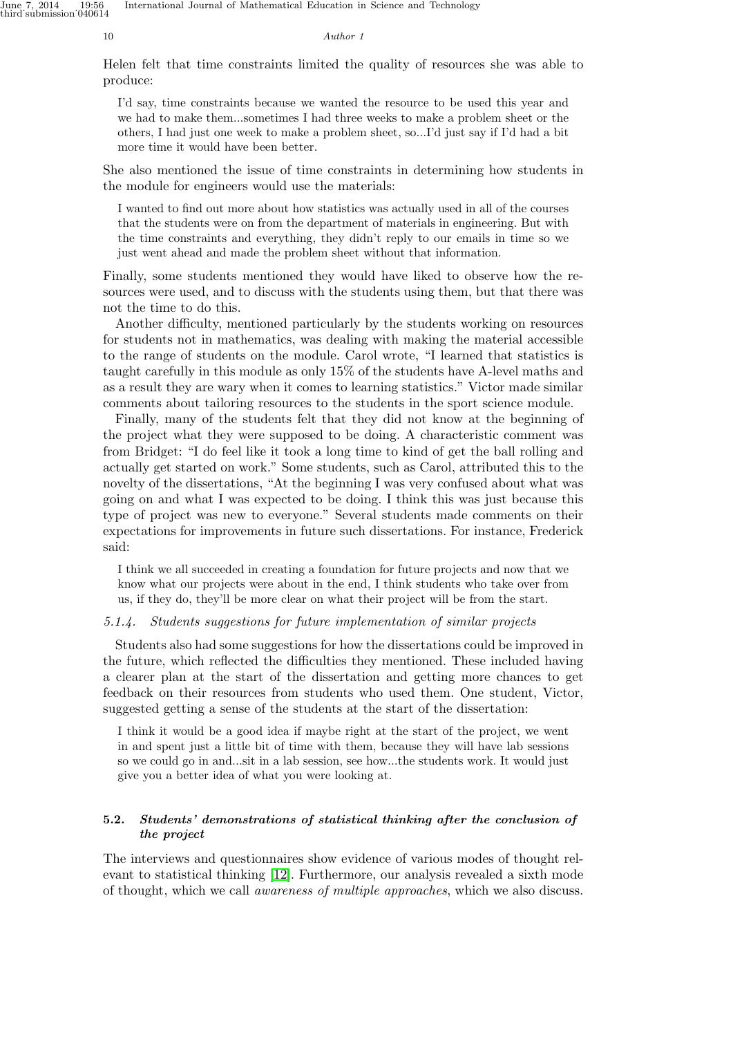Helen felt that time constraints limited the quality of resources she was able to produce:

> I'd say, time constraints because we wanted the resource to be used this year and we had to make them...sometimes I had three weeks to make a problem sheet or the others, I had just one week to make a problem sheet, so...I'd just say if I'd had a bit more time it would have been better.

She also mentioned the issue of time constraints in determining how students in the module for engineers would use the materials:

> I wanted to find out more about how statistics was actually used in all of the courses that the students were on from the department of materials in engineering. But with the time constraints and everything, they didn't reply to our emails in time so we just went ahead and made the problem sheet without that information.

Finally, some students mentioned they would have liked to observe how the resources were used, and to discuss with the students using them, but that there was not the time to do this.

Another difficulty, mentioned particularly by the students working on resources for students not in mathematics, was dealing with making the material accessible to the range of students on the module. Carol wrote, "I learned that statistics is taught carefully in this module as only 15% of the students have A-level maths and as a result they are wary when it comes to learning statistics." Victor made similar comments about tailoring resources to the students in the sport science module.

Finally, many of the students felt that they did not know at the beginning of the project what they were supposed to be doing. A characteristic comment was from Bridget: "I do feel like it took a long time to kind of get the ball rolling and actually get started on work." Some students, such as Carol, attributed this to the novelty of the dissertations, "At the beginning I was very confused about what was going on and what I was expected to be doing. I think this was just because this type of project was new to everyone." Several students made comments on their expectations for improvements in future such dissertations. For instance, Frederick said:

> I think we all succeeded in creating a foundation for future projects and now that we know what our projects were about in the end, I think students who take over from us, if they do, they'll be more clear on what their project will be from the start.

#### *5.1.4. Students suggestions for future implementation of similar projects*

Students also had some suggestions for how the dissertations could be improved in the future, which reflected the difficulties they mentioned. These included having a clearer plan at the start of the dissertation and getting more chances to get feedback on their resources from students who used them. One student, Victor, suggested getting a sense of the students at the start of the dissertation:

> I think it would be a good idea if maybe right at the start of the project, we went in and spent just a little bit of time with them, because they will have lab sessions so we could go in and...sit in a lab session, see how...the students work. It would just give you a better idea of what you were looking at.

### 5.2. *Students' demonstrations of statistical thinking after the conclusion of the project*

The interviews and questionnaires show evidence of various modes of thought relevant to statistical thinking [12]. Furthermore, our analysis revealed a sixth mode of thought, which we call *awareness of multiple approaches*, which we also discuss.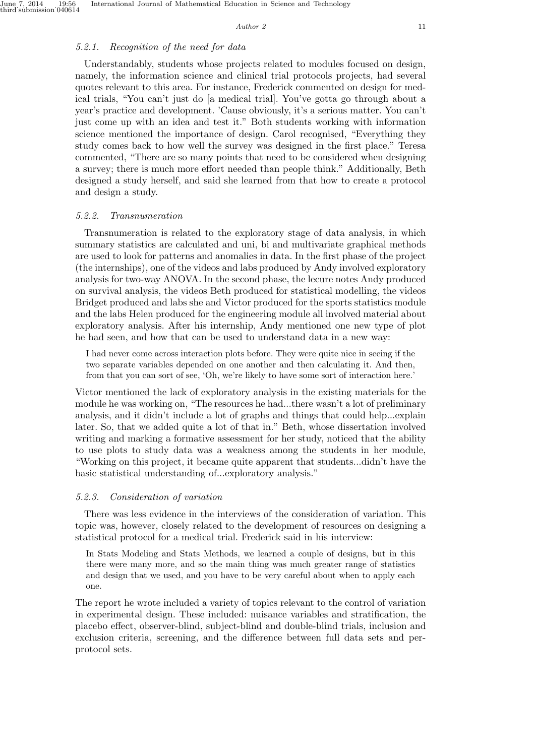#### 5.2.1. *Recognition of the need for data*

Understandably, students whose projects related to modules focused on design, namely, the information science and clinical trial protocols projects, had several quotes relevant to this area. For instance, Frederick commented on design for medical trials, "You can't just do [a medical trial]. You've gotta go through about a year's practice and development. 'Cause obviously, it's a serious matter. You can't just come up with an idea and test it." Both students working with information science mentioned the importance of design. Carol recognised, "Everything they study comes back to how well the survey was designed in the first place." Teresa commented, "There are so many points that need to be considered when designing a survey; there is much more effort needed than people think." Additionally, Beth designed a study herself, and said she learned from that how to create a protocol and design a study.

#### 5.2.2. *Transnumeration*

Transnumeration is related to the exploratory stage of data analysis, in which summary statistics are calculated and uni, bi and multivariate graphical methods are used to look for patterns and anomalies in data. In the first phase of the project (the internships), one of the videos and labs produced by Andy involved exploratory analysis for two-way ANOVA. In the second phase, the lecure notes Andy produced on survival analysis, the videos Beth produced for statistical modelling, the videos Bridget produced and labs she and Victor produced for the sports statistics module and the labs Helen produced for the engineering module all involved material about exploratory analysis. After his internship, Andy mentioned one new type of plot he had seen, and how that can be used to understand data in a new way:

> I had never come across interaction plots before. They were quite nice in seeing if the two separate variables depended on one another and then calculating it. And then, from that you can sort of see, 'Oh, we're likely to have some sort of interaction here.'

Victor mentioned the lack of exploratory analysis in the existing materials for the module he was working on, "The resources he had...there wasn't a lot of preliminary analysis, and it didn't include a lot of graphs and things that could help...explain later. So, that we added quite a lot of that in." Beth, whose dissertation involved writing and marking a formative assessment for her study, noticed that the ability to use plots to study data was a weakness among the students in her module, "Working on this project, it became quite apparent that students...didn't have the basic statistical understanding of...exploratory analysis."

#### 5.2.3. *Consideration of variation*

There was less evidence in the interviews of the consideration of variation. This topic was, however, closely related to the development of resources on designing a statistical protocol for a medical trial. Frederick said in his interview:

> In Stats Modeling and Stats Methods, we learned a couple of designs, but in this there were many more, and so the main thing was much greater range of statistics and design that we used, and you have to be very careful about when to apply each one.

The report he wrote included a variety of topics relevant to the control of variation in experimental design. These included: nuisance variables and stratification, the placebo effect, observer-blind, subject-blind and double-blind trials, inclusion and exclusion criteria, screening, and the difference between full data sets and per-protocol sets.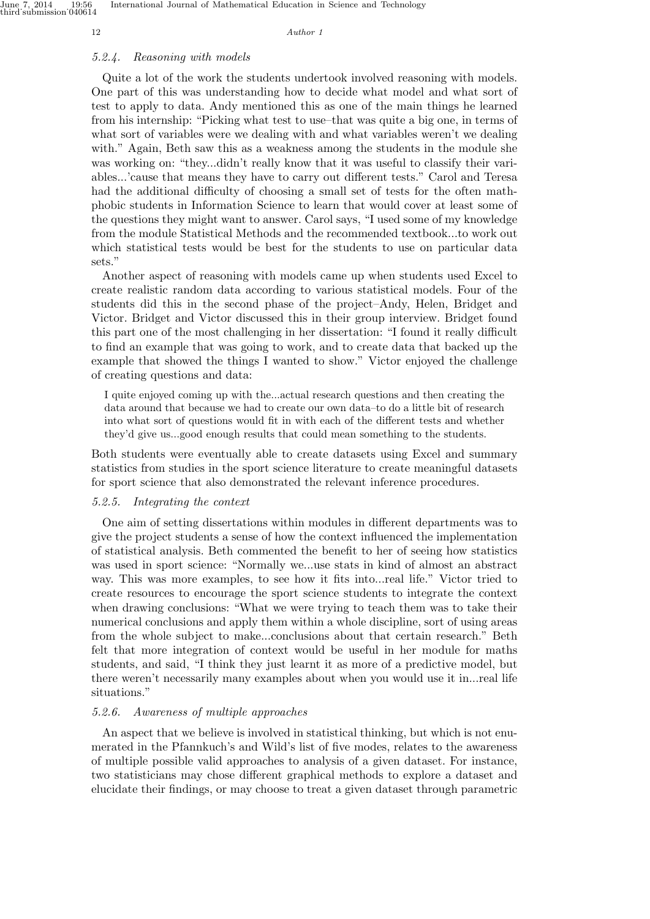#### 5.2.4. Reasoning with models

Quite a lot of the work the students undertook involved reasoning with models. One part of this was understanding how to decide what model and what sort of test to apply to data. Andy mentioned this as one of the main things he learned from his internship: "Picking what test to use–that was quite a big one, in terms of what sort of variables were we dealing with and what variables weren't we dealing with." Again, Beth saw this as a weakness among the students in the module she was working on: "they...didn't really know that it was useful to classify their variables...'cause that means they have to carry out different tests." Carol and Teresa had the additional difficulty of choosing a small set of tests for the often math-phobic students in Information Science to learn that would cover at least some of the questions they might want to answer. Carol says, "I used some of my knowledge from the module Statistical Methods and the recommended textbook...to work out which statistical tests would be best for the students to use on particular data sets."

Another aspect of reasoning with models came up when students used Excel to create realistic random data according to various statistical models. Four of the students did this in the second phase of the project–Andy, Helen, Bridget and Victor. Bridget and Victor discussed this in their group interview. Bridget found this part one of the most challenging in her dissertation: "I found it really difficult to find an example that was going to work, and to create data that backed up the example that showed the things I wanted to show." Victor enjoyed the challenge of creating questions and data:

> I quite enjoyed coming up with the...actual research questions and then creating the data around that because we had to create our own data–to do a little bit of research into what sort of questions would fit in with each of the different tests and whether they'd give us...good enough results that could mean something to the students.

Both students were eventually able to create datasets using Excel and summary statistics from studies in the sport science literature to create meaningful datasets for sport science that also demonstrated the relevant inference procedures.

#### 5.2.5. Integrating the context

One aim of setting dissertations within modules in different departments was to give the project students a sense of how the context influenced the implementation of statistical analysis. Beth commented the benefit to her of seeing how statistics was used in sport science: "Normally we...use stats in kind of almost an abstract way. This was more examples, to see how it fits into...real life." Victor tried to create resources to encourage the sport science students to integrate the context when drawing conclusions: "What we were trying to teach them was to take their numerical conclusions and apply them within a whole discipline, sort of using areas from the whole subject to make...conclusions about that certain research." Beth felt that more integration of context would be useful in her module for maths students, and said, "I think they just learnt it as more of a predictive model, but there weren't necessarily many examples about when you would use it in...real life situations."

#### 5.2.6. Awareness of multiple approaches

An aspect that we believe is involved in statistical thinking, but which is not enumerated in the Pfannkuch's and Wild's list of five modes, relates to the awareness of multiple possible valid approaches to analysis of a given dataset. For instance, two statisticians may chose different graphical methods to explore a dataset and elucidate their findings, or may choose to treat a given dataset through parametric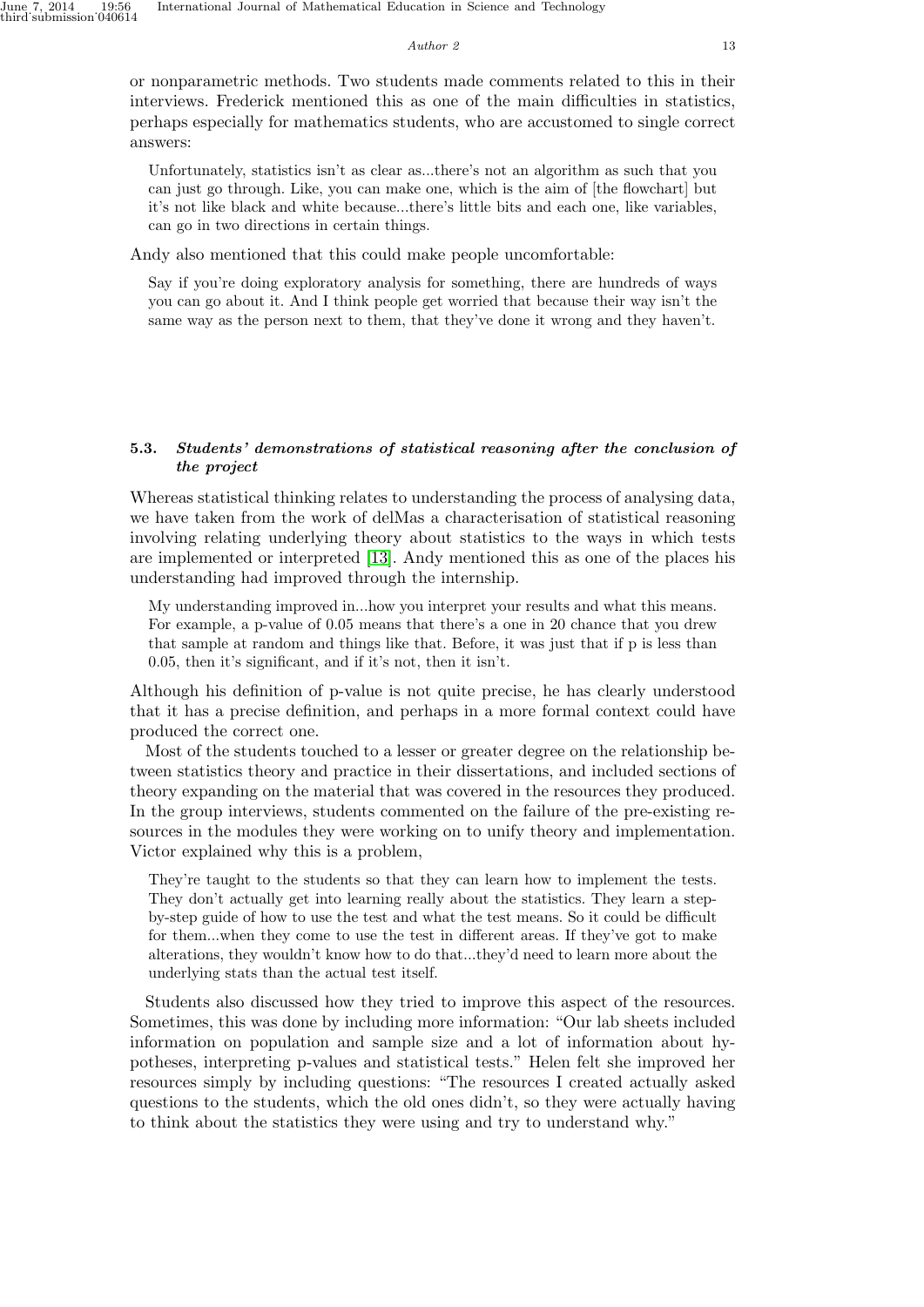or nonparametric methods. Two students made comments related to this in their interviews. Frederick mentioned this as one of the main difficulties in statistics, perhaps especially for mathematics students, who are accustomed to single correct answers:

> Unfortunately, statistics isn't as clear as...there's not an algorithm as such that you can just go through. Like, you can make one, which is the aim of [the flowchart] but it's not like black and white because...there's little bits and each one, like variables, can go in two directions in certain things.

Andy also mentioned that this could make people uncomfortable:

> Say if you're doing exploratory analysis for something, there are hundreds of ways you can go about it. And I think people get worried that because their way isn't the same way as the person next to them, that they've done it wrong and they haven't.

### 5.3. *Students' demonstrations of statistical reasoning after the conclusion of the project*

Whereas statistical thinking relates to understanding the process of analysing data, we have taken from the work of delMas a characterisation of statistical reasoning involving relating underlying theory about statistics to the ways in which tests are implemented or interpreted [13]. Andy mentioned this as one of the places his understanding had improved through the internship.

> My understanding improved in...how you interpret your results and what this means. For example, a p-value of 0.05 means that there's a one in 20 chance that you drew that sample at random and things like that. Before, it was just that if p is less than 0.05, then it's significant, and if it's not, then it isn't.

Although his definition of p-value is not quite precise, he has clearly understood that it has a precise definition, and perhaps in a more formal context could have produced the correct one.

Most of the students touched to a lesser or greater degree on the relationship between statistics theory and practice in their dissertations, and included sections of theory expanding on the material that was covered in the resources they produced. In the group interviews, students commented on the failure of the pre-existing resources in the modules they were working on to unify theory and implementation. Victor explained why this is a problem,

> They're taught to the students so that they can learn how to implement the tests. They don't actually get into learning really about the statistics. They learn a step-by-step guide of how to use the test and what the test means. So it could be difficult for them...when they come to use the test in different areas. If they've got to make alterations, they wouldn't know how to do that...they'd need to learn more about the underlying stats than the actual test itself.

Students also discussed how they tried to improve this aspect of the resources. Sometimes, this was done by including more information: "Our lab sheets included information on population and sample size and a lot of information about hypotheses, interpreting p-values and statistical tests." Helen felt she improved her resources simply by including questions: "The resources I created actually asked questions to the students, which the old ones didn't, so they were actually having to think about the statistics they were using and try to understand why."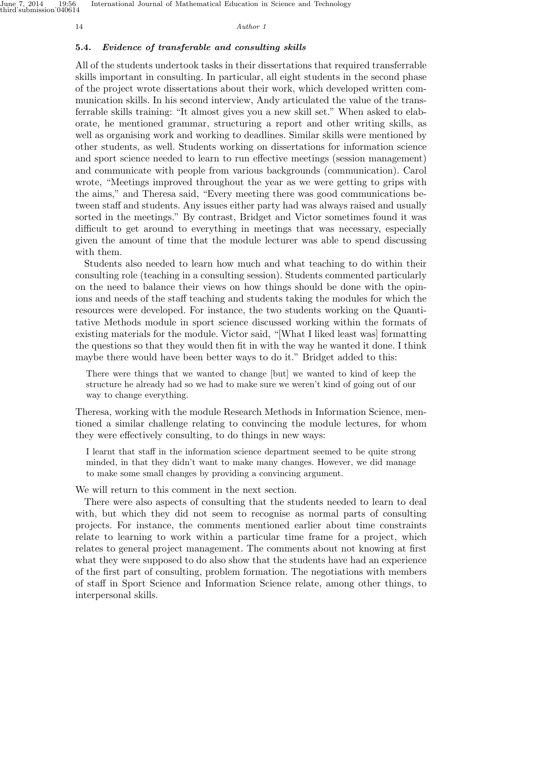### 5.4. *Evidence of transferable and consulting skills*

All of the students undertook tasks in their dissertations that required transferrable skills important in consulting. In particular, all eight students in the second phase of the project wrote dissertations about their work, which developed written communication skills. In his second interview, Andy articulated the value of the transferrable skills training: "It almost gives you a new skill set." When asked to elaborate, he mentioned grammar, structuring a report and other writing skills, as well as organising work and working to deadlines. Similar skills were mentioned by other students, as well. Students working on dissertations for information science and sport science needed to learn to run effective meetings (session management) and communicate with people from various backgrounds (communication). Carol wrote, "Meetings improved throughout the year as we were getting to grips with the aims," and Theresa said, "Every meeting there was good communications between staff and students. Any issues either party had was always raised and usually sorted in the meetings." By contrast, Bridget and Victor sometimes found it was difficult to get around to everything in meetings that was necessary, especially given the amount of time that the module lecturer was able to spend discussing with them.

Students also needed to learn how much and what teaching to do within their consulting role (teaching in a consulting session). Students commented particularly on the need to balance their views on how things should be done with the opinions and needs of the staff teaching and students taking the modules for which the resources were developed. For instance, the two students working on the Quantitative Methods module in sport science discussed working within the formats of existing materials for the module. Victor said, "[What I liked least was] formatting the questions so that they would then fit in with the way he wanted it done. I think maybe there would have been better ways to do it." Bridget added to this:

> There were things that we wanted to change [but] we wanted to kind of keep the structure he already had so we had to make sure we weren't kind of going out of our way to change everything.

Theresa, working with the module Research Methods in Information Science, mentioned a similar challenge relating to convincing the module lectures, for whom they were effectively consulting, to do things in new ways:

> I learnt that staff in the information science department seemed to be quite strong minded, in that they didn't want to make many changes. However, we did manage to make some small changes by providing a convincing argument.

We will return to this comment in the next section.

There were also aspects of consulting that the students needed to learn to deal with, but which they did not seem to recognise as normal parts of consulting projects. For instance, the comments mentioned earlier about time constraints relate to learning to work within a particular time frame for a project, which relates to general project management. The comments about not knowing at first what they were supposed to do also show that the students have had an experience of the first part of consulting, problem formation. The negotiations with members of staff in Sport Science and Information Science relate, among other things, to interpersonal skills.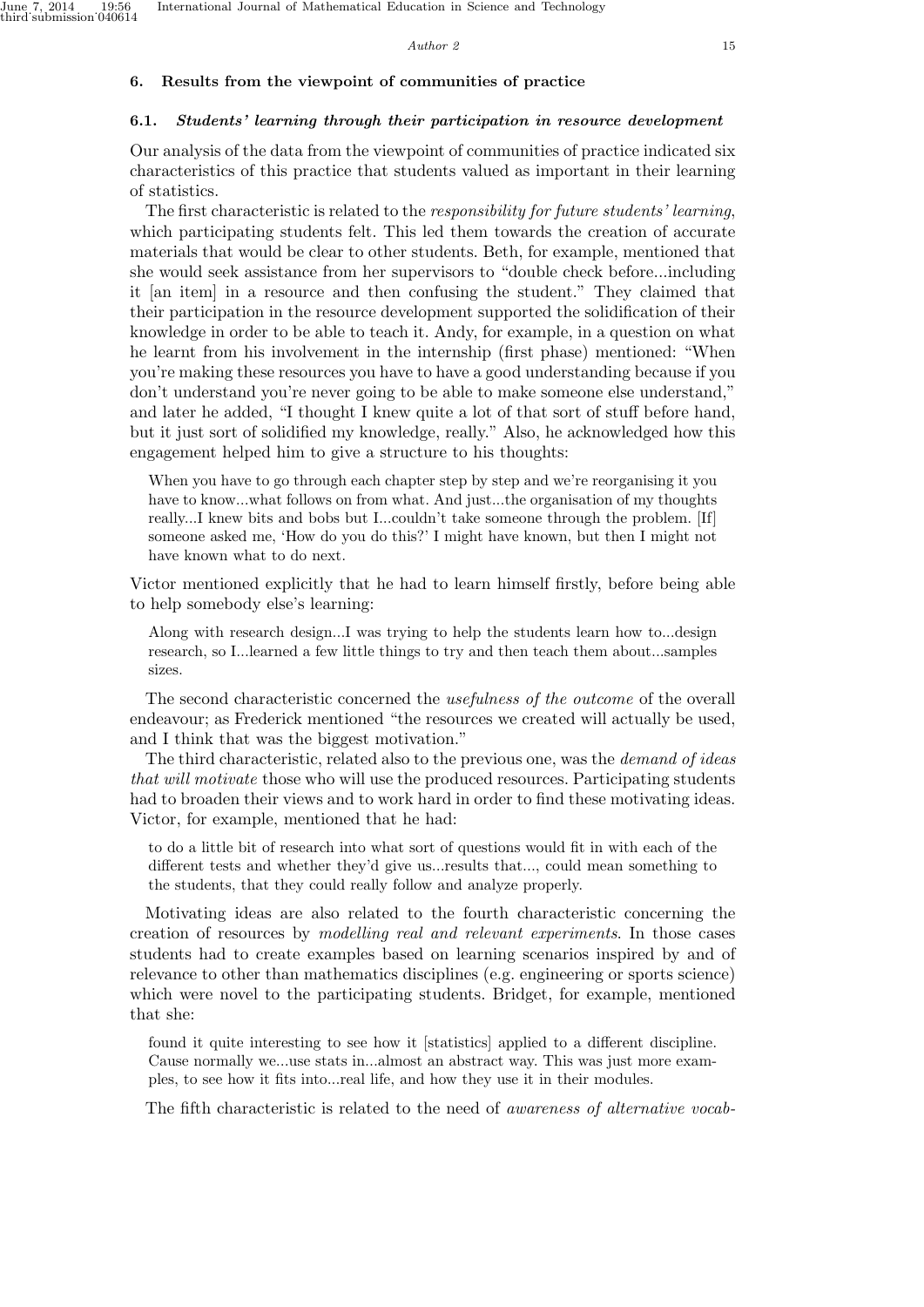## 6. Results from the viewpoint of communities of practice

### 6.1. *Students' learning through their participation in resource development*

Our analysis of the data from the viewpoint of communities of practice indicated six characteristics of this practice that students valued as important in their learning of statistics.

The first characteristic is related to the *responsibility for future students' learning*, which participating students felt. This led them towards the creation of accurate materials that would be clear to other students. Beth, for example, mentioned that she would seek assistance from her supervisors to "double check before...including it [an item] in a resource and then confusing the student." They claimed that their participation in the resource development supported the solidification of their knowledge in order to be able to teach it. Andy, for example, in a question on what he learnt from his involvement in the internship (first phase) mentioned: "When you're making these resources you have to have a good understanding because if you don't understand you're never going to be able to make someone else understand," and later he added, "I thought I knew quite a lot of that sort of stuff before hand, but it just sort of solidified my knowledge, really." Also, he acknowledged how this engagement helped him to give a structure to his thoughts:

> When you have to go through each chapter step by step and we're reorganising it you have to know...what follows on from what. And just...the organisation of my thoughts really...I knew bits and bobs but I...couldn't take someone through the problem. [If] someone asked me, 'How do you do this?' I might have known, but then I might not have known what to do next.

Victor mentioned explicitly that he had to learn himself firstly, before being able to help somebody else's learning:

> Along with research design...I was trying to help the students learn how to...design research, so I...learned a few little things to try and then teach them about...samples sizes.

The second characteristic concerned the *usefulness of the outcome* of the overall endeavour; as Frederick mentioned "the resources we created will actually be used, and I think that was the biggest motivation."

The third characteristic, related also to the previous one, was the *demand of ideas that will motivate* those who will use the produced resources. Participating students had to broaden their views and to work hard in order to find these motivating ideas. Victor, for example, mentioned that he had:

> to do a little bit of research into what sort of questions would fit in with each of the different tests and whether they'd give us...results that..., could mean something to the students, that they could really follow and analyze properly.

Motivating ideas are also related to the fourth characteristic concerning the creation of resources by *modelling real and relevant experiments*. In those cases students had to create examples based on learning scenarios inspired by and of relevance to other than mathematics disciplines (e.g. engineering or sports science) which were novel to the participating students. Bridget, for example, mentioned that she:

> found it quite interesting to see how it [statistics] applied to a different discipline. Cause normally we...use stats in...almost an abstract way. This was just more examples, to see how it fits into...real life, and how they use it in their modules.

The fifth characteristic is related to the need of *awareness of alternative vocab-*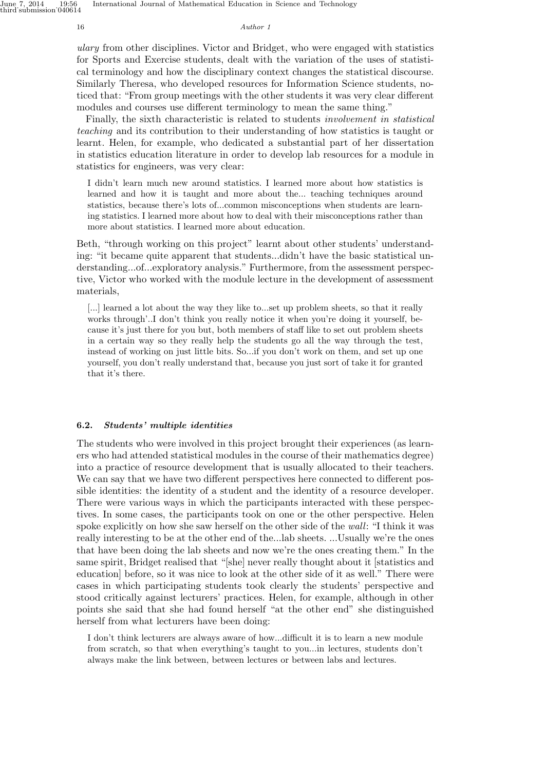*ulary* from other disciplines. Victor and Bridget, who were engaged with statistics for Sports and Exercise students, dealt with the variation of the uses of statistical terminology and how the disciplinary context changes the statistical discourse. Similarly Theresa, who developed resources for Information Science students, noticed that: "From group meetings with the other students it was very clear different modules and courses use different terminology to mean the same thing."

Finally, the sixth characteristic is related to students *involvement in statistical teaching* and its contribution to their understanding of how statistics is taught or learnt. Helen, for example, who dedicated a substantial part of her dissertation in statistics education literature in order to develop lab resources for a module in statistics for engineers, was very clear:

> I didn't learn much new around statistics. I learned more about how statistics is learned and how it is taught and more about the... teaching techniques around statistics, because there's lots of...common misconceptions when students are learning statistics. I learned more about how to deal with their misconceptions rather than more about statistics. I learned more about education.

Beth, "through working on this project" learnt about other students' understanding: "it became quite apparent that students...didn't have the basic statistical understanding...of...exploratory analysis." Furthermore, from the assessment perspective, Victor who worked with the module lecture in the development of assessment materials,

> [...] learned a lot about the way they like to...set up problem sheets, so that it really works through'..I don't think you really notice it when you're doing it yourself, because it's just there for you but, both members of staff like to set out problem sheets in a certain way so they really help the students go all the way through the test, instead of working on just little bits. So...if you don't work on them, and set up one yourself, you don't really understand that, because you just sort of take it for granted that it's there.

### 6.2. *Students' multiple identities*

The students who were involved in this project brought their experiences (as learners who had attended statistical modules in the course of their mathematics degree) into a practice of resource development that is usually allocated to their teachers. We can say that we have two different perspectives here connected to different possible identities: the identity of a student and the identity of a resource developer. There were various ways in which the participants interacted with these perspectives. In some cases, the participants took on one or the other perspective. Helen spoke explicitly on how she saw herself on the other side of the *wall*: "I think it was really interesting to be at the other end of the...lab sheets. ...Usually we're the ones that have been doing the lab sheets and now we're the ones creating them." In the same spirit, Bridget realised that "[she] never really thought about it [statistics and education] before, so it was nice to look at the other side of it as well." There were cases in which participating students took clearly the students' perspective and stood critically against lecturers' practices. Helen, for example, although in other points she said that she had found herself "at the other end" she distinguished herself from what lecturers have been doing:

> I don't think lecturers are always aware of how...difficult it is to learn a new module from scratch, so that when everything's taught to you...in lectures, students don't always make the link between, between lectures or between labs and lectures.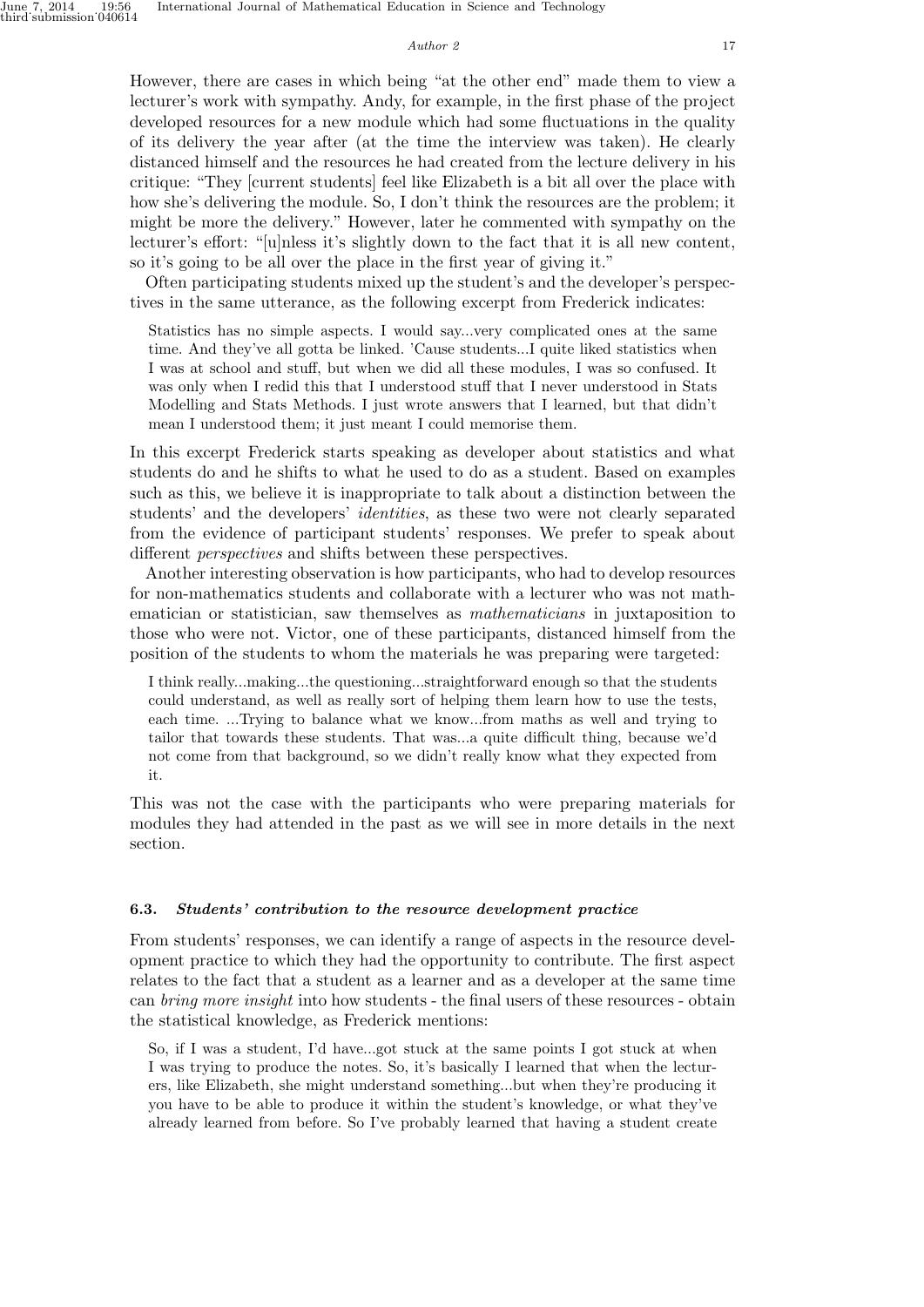However, there are cases in which being "at the other end" made them to view a lecturer's work with sympathy. Andy, for example, in the first phase of the project developed resources for a new module which had some fluctuations in the quality of its delivery the year after (at the time the interview was taken). He clearly distanced himself and the resources he had created from the lecture delivery in his critique: "They [current students] feel like Elizabeth is a bit all over the place with how she's delivering the module. So, I don't think the resources are the problem; it might be more the delivery." However, later he commented with sympathy on the lecturer's effort: "[u]nless it's slightly down to the fact that it is all new content, so it's going to be all over the place in the first year of giving it."

Often participating students mixed up the student's and the developer's perspectives in the same utterance, as the following excerpt from Frederick indicates:

> Statistics has no simple aspects. I would say...very complicated ones at the same time. And they've all gotta be linked. 'Cause students...I quite liked statistics when I was at school and stuff, but when we did all these modules, I was so confused. It was only when I redid this that I understood stuff that I never understood in Stats Modelling and Stats Methods. I just wrote answers that I learned, but that didn't mean I understood them; it just meant I could memorise them.

In this excerpt Frederick starts speaking as developer about statistics and what students do and he shifts to what he used to do as a student. Based on examples such as this, we believe it is inappropriate to talk about a distinction between the students' and the developers' *identities*, as these two were not clearly separated from the evidence of participant students' responses. We prefer to speak about different *perspectives* and shifts between these perspectives.

Another interesting observation is how participants, who had to develop resources for non-mathematics students and collaborate with a lecturer who was not mathematician or statistician, saw themselves as *mathematicians* in juxtaposition to those who were not. Victor, one of these participants, distanced himself from the position of the students to whom the materials he was preparing were targeted:

> I think really...making...the questioning...straightforward enough so that the students could understand, as well as really sort of helping them learn how to use the tests, each time. ...Trying to balance what we know...from maths as well and trying to tailor that towards these students. That was...a quite difficult thing, because we'd not come from that background, so we didn't really know what they expected from it.

This was not the case with the participants who were preparing materials for modules they had attended in the past as we will see in more details in the next section.

### 6.3. *Students' contribution to the resource development practice*

From students' responses, we can identify a range of aspects in the resource development practice to which they had the opportunity to contribute. The first aspect relates to the fact that a student as a learner and as a developer at the same time can *bring more insight* into how students - the final users of these resources - obtain the statistical knowledge, as Frederick mentions:

> So, if I was a student, I'd have...got stuck at the same points I got stuck at when I was trying to produce the notes. So, it's basically I learned that when the lecturers, like Elizabeth, she might understand something...but when they're producing it you have to be able to produce it within the student's knowledge, or what they've already learned from before. So I've probably learned that having a student create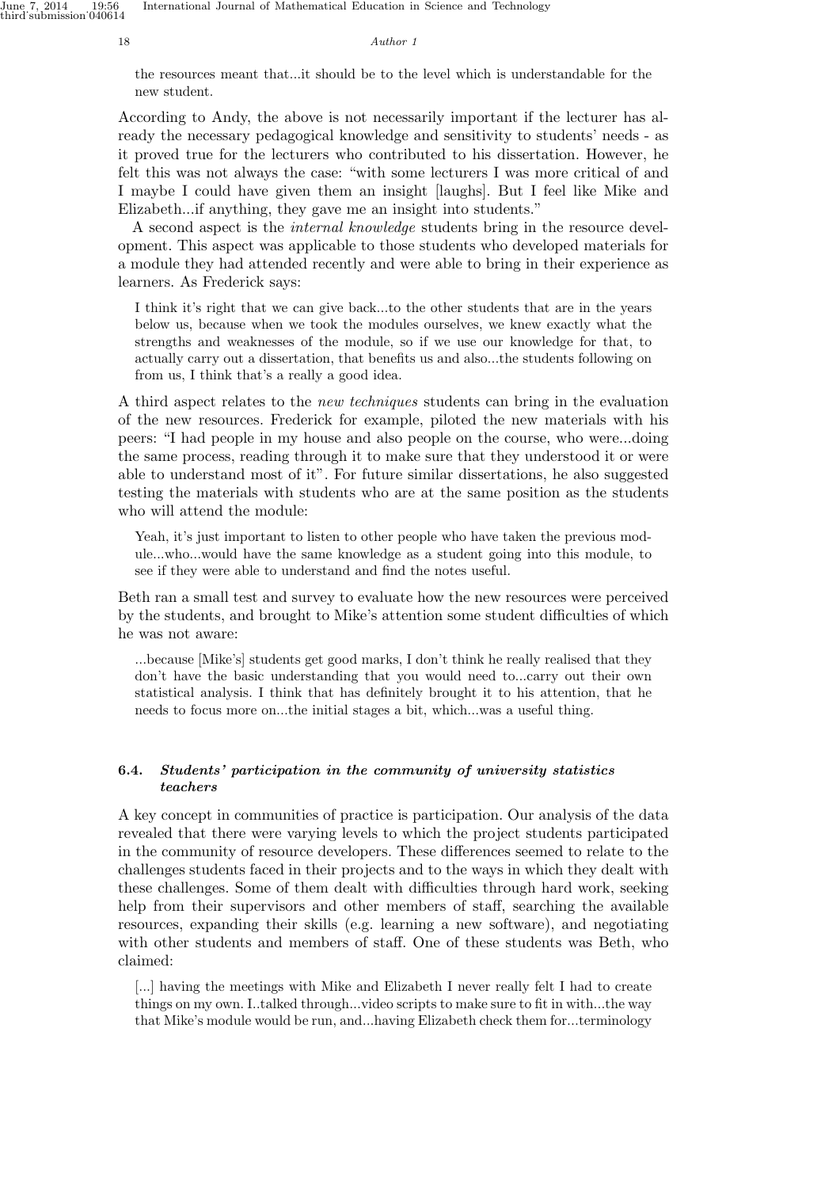the resources meant that...it should be to the level which is understandable for the new student.

According to Andy, the above is not necessarily important if the lecturer has already the necessary pedagogical knowledge and sensitivity to students' needs - as it proved true for the lecturers who contributed to his dissertation. However, he felt this was not always the case: "with some lecturers I was more critical of and I maybe I could have given them an insight [laughs]. But I feel like Mike and Elizabeth...if anything, they gave me an insight into students."

A second aspect is the *internal knowledge* students bring in the resource development. This aspect was applicable to those students who developed materials for a module they had attended recently and were able to bring in their experience as learners. As Frederick says:

> I think it's right that we can give back...to the other students that are in the years below us, because when we took the modules ourselves, we knew exactly what the strengths and weaknesses of the module, so if we use our knowledge for that, to actually carry out a dissertation, that benefits us and also...the students following on from us, I think that's a really a good idea.

A third aspect relates to the *new techniques* students can bring in the evaluation of the new resources. Frederick for example, piloted the new materials with his peers: "I had people in my house and also people on the course, who were...doing the same process, reading through it to make sure that they understood it or were able to understand most of it". For future similar dissertations, he also suggested testing the materials with students who are at the same position as the students who will attend the module:

> Yeah, it's just important to listen to other people who have taken the previous module...who...would have the same knowledge as a student going into this module, to see if they were able to understand and find the notes useful.

Beth ran a small test and survey to evaluate how the new resources were perceived by the students, and brought to Mike's attention some student difficulties of which he was not aware:

> ...because [Mike's] students get good marks, I don't think he really realised that they don't have the basic understanding that you would need to...carry out their own statistical analysis. I think that has definitely brought it to his attention, that he needs to focus more on...the initial stages a bit, which...was a useful thing.

### 6.4. *Students' participation in the community of university statistics teachers*

A key concept in communities of practice is participation. Our analysis of the data revealed that there were varying levels to which the project students participated in the community of resource developers. These differences seemed to relate to the challenges students faced in their projects and to the ways in which they dealt with these challenges. Some of them dealt with difficulties through hard work, seeking help from their supervisors and other members of staff, searching the available resources, expanding their skills (e.g. learning a new software), and negotiating with other students and members of staff. One of these students was Beth, who claimed:

> [...] having the meetings with Mike and Elizabeth I never really felt I had to create things on my own. I..talked through...video scripts to make sure to fit in with...the way that Mike's module would be run, and...having Elizabeth check them for...terminology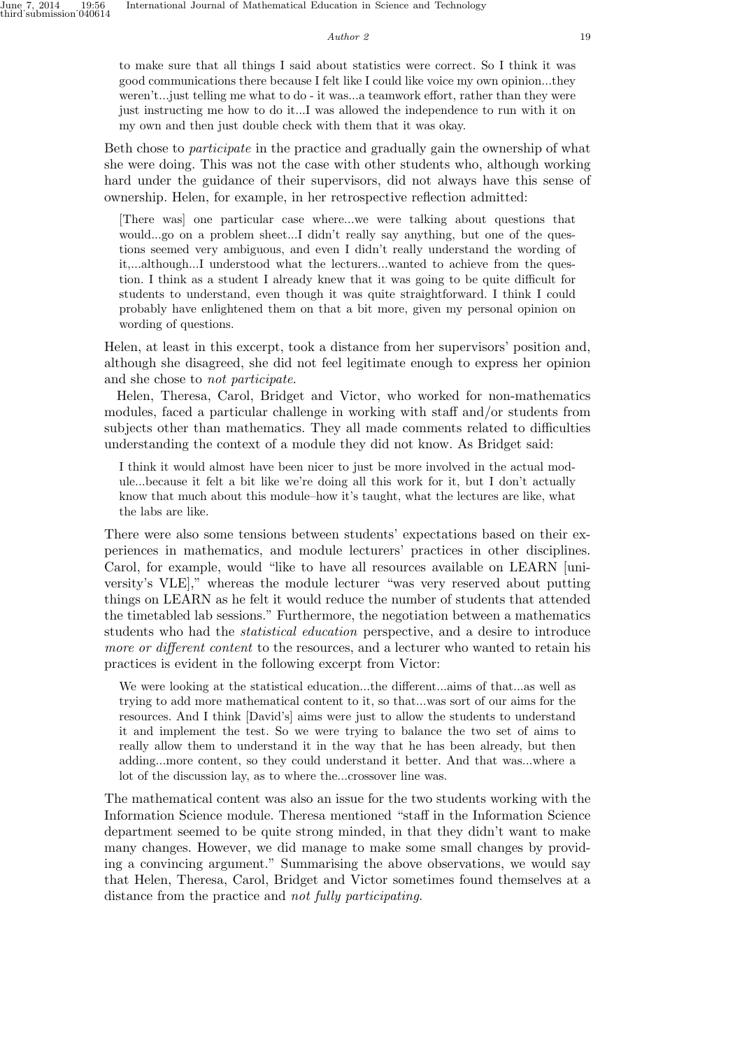> to make sure that all things I said about statistics were correct. So I think it was good communications there because I felt like I could like voice my own opinion...they weren't...just telling me what to do - it was...a teamwork effort, rather than they were just instructing me how to do it...I was allowed the independence to run with it on my own and then just double check with them that it was okay.

Beth chose to *participate* in the practice and gradually gain the ownership of what she were doing. This was not the case with other students who, although working hard under the guidance of their supervisors, did not always have this sense of ownership. Helen, for example, in her retrospective reflection admitted:

> [There was] one particular case where...we were talking about questions that would...go on a problem sheet...I didn't really say anything, but one of the questions seemed very ambiguous, and even I didn't really understand the wording of it,...although...I understood what the lecturers...wanted to achieve from the question. I think as a student I already knew that it was going to be quite difficult for students to understand, even though it was quite straightforward. I think I could probably have enlightened them on that a bit more, given my personal opinion on wording of questions.

Helen, at least in this excerpt, took a distance from her supervisors' position and, although she disagreed, she did not feel legitimate enough to express her opinion and she chose to *not participate*.

Helen, Theresa, Carol, Bridget and Victor, who worked for non-mathematics modules, faced a particular challenge in working with staff and/or students from subjects other than mathematics. They all made comments related to difficulties understanding the context of a module they did not know. As Bridget said:

> I think it would almost have been nicer to just be more involved in the actual module...because it felt a bit like we're doing all this work for it, but I don't actually know that much about this module–how it's taught, what the lectures are like, what the labs are like.

There were also some tensions between students' expectations based on their experiences in mathematics, and module lecturers' practices in other disciplines. Carol, for example, would "like to have all resources available on LEARN [university's VLE]," whereas the module lecturer "was very reserved about putting things on LEARN as he felt it would reduce the number of students that attended the timetabled lab sessions." Furthermore, the negotiation between a mathematics students who had the *statistical education* perspective, and a desire to introduce *more or different content* to the resources, and a lecturer who wanted to retain his practices is evident in the following excerpt from Victor:

> We were looking at the statistical education...the different...aims of that...as well as trying to add more mathematical content to it, so that...was sort of our aims for the resources. And I think [David's] aims were just to allow the students to understand it and implement the test. So we were trying to balance the two set of aims to really allow them to understand it in the way that he has been already, but then adding...more content, so they could understand it better. And that was...where a lot of the discussion lay, as to where the...crossover line was.

The mathematical content was also an issue for the two students working with the Information Science module. Theresa mentioned "staff in the Information Science department seemed to be quite strong minded, in that they didn't want to make many changes. However, we did manage to make some small changes by providing a convincing argument." Summarising the above observations, we would say that Helen, Theresa, Carol, Bridget and Victor sometimes found themselves at a distance from the practice and *not fully participating*.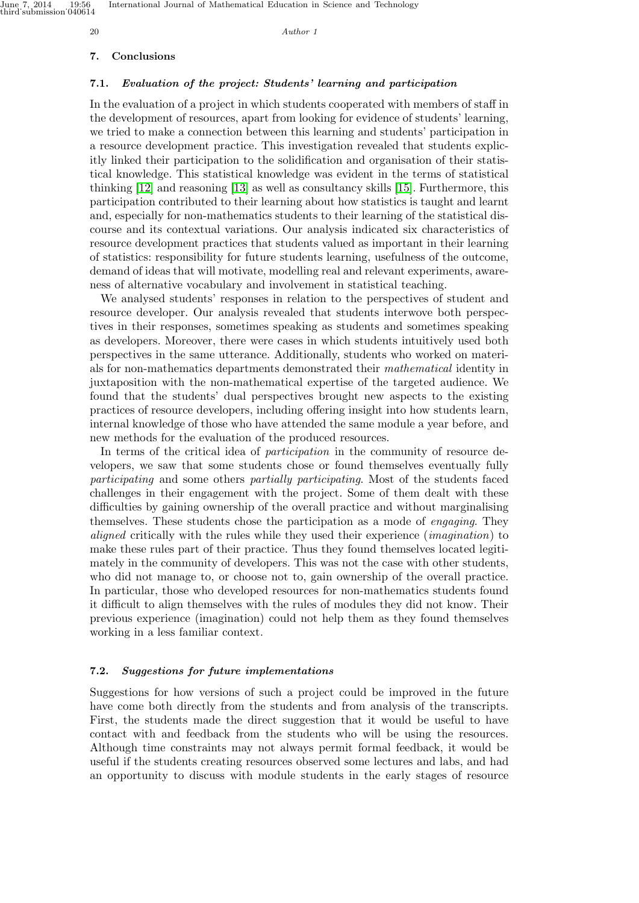## 7. Conclusions

### 7.1. *Evaluation of the project: Students' learning and participation*

In the evaluation of a project in which students cooperated with members of staff in the development of resources, apart from looking for evidence of students' learning, we tried to make a connection between this learning and students' participation in a resource development practice. This investigation revealed that students explicitly linked their participation to the solidification and organisation of their statistical knowledge. This statistical knowledge was evident in the terms of statistical thinking [12] and reasoning [13] as well as consultancy skills [15]. Furthermore, this participation contributed to their learning about how statistics is taught and learnt and, especially for non-mathematics students to their learning of the statistical discourse and its contextual variations. Our analysis indicated six characteristics of resource development practices that students valued as important in their learning of statistics: responsibility for future students learning, usefulness of the outcome, demand of ideas that will motivate, modelling real and relevant experiments, awareness of alternative vocabulary and involvement in statistical teaching.

We analysed students' responses in relation to the perspectives of student and resource developer. Our analysis revealed that students interwove both perspectives in their responses, sometimes speaking as students and sometimes speaking as developers. Moreover, there were cases in which students intuitively used both perspectives in the same utterance. Additionally, students who worked on materials for non-mathematics departments demonstrated their *mathematical* identity in juxtaposition with the non-mathematical expertise of the targeted audience. We found that the students' dual perspectives brought new aspects to the existing practices of resource developers, including offering insight into how students learn, internal knowledge of those who have attended the same module a year before, and new methods for the evaluation of the produced resources.

In terms of the critical idea of *participation* in the community of resource developers, we saw that some students chose or found themselves eventually fully *participating* and some others *partially participating*. Most of the students faced challenges in their engagement with the project. Some of them dealt with these difficulties by gaining ownership of the overall practice and without marginalising themselves. These students chose the participation as a mode of *engaging*. They *aligned* critically with the rules while they used their experience (*imagination*) to make these rules part of their practice. Thus they found themselves located legitimately in the community of developers. This was not the case with other students, who did not manage to, or choose not to, gain ownership of the overall practice. In particular, those who developed resources for non-mathematics students found it difficult to align themselves with the rules of modules they did not know. Their previous experience (imagination) could not help them as they found themselves working in a less familiar context.

### 7.2. *Suggestions for future implementations*

Suggestions for how versions of such a project could be improved in the future have come both directly from the students and from analysis of the transcripts. First, the students made the direct suggestion that it would be useful to have contact with and feedback from the students who will be using the resources. Although time constraints may not always permit formal feedback, it would be useful if the students creating resources observed some lectures and labs, and had an opportunity to discuss with module students in the early stages of resource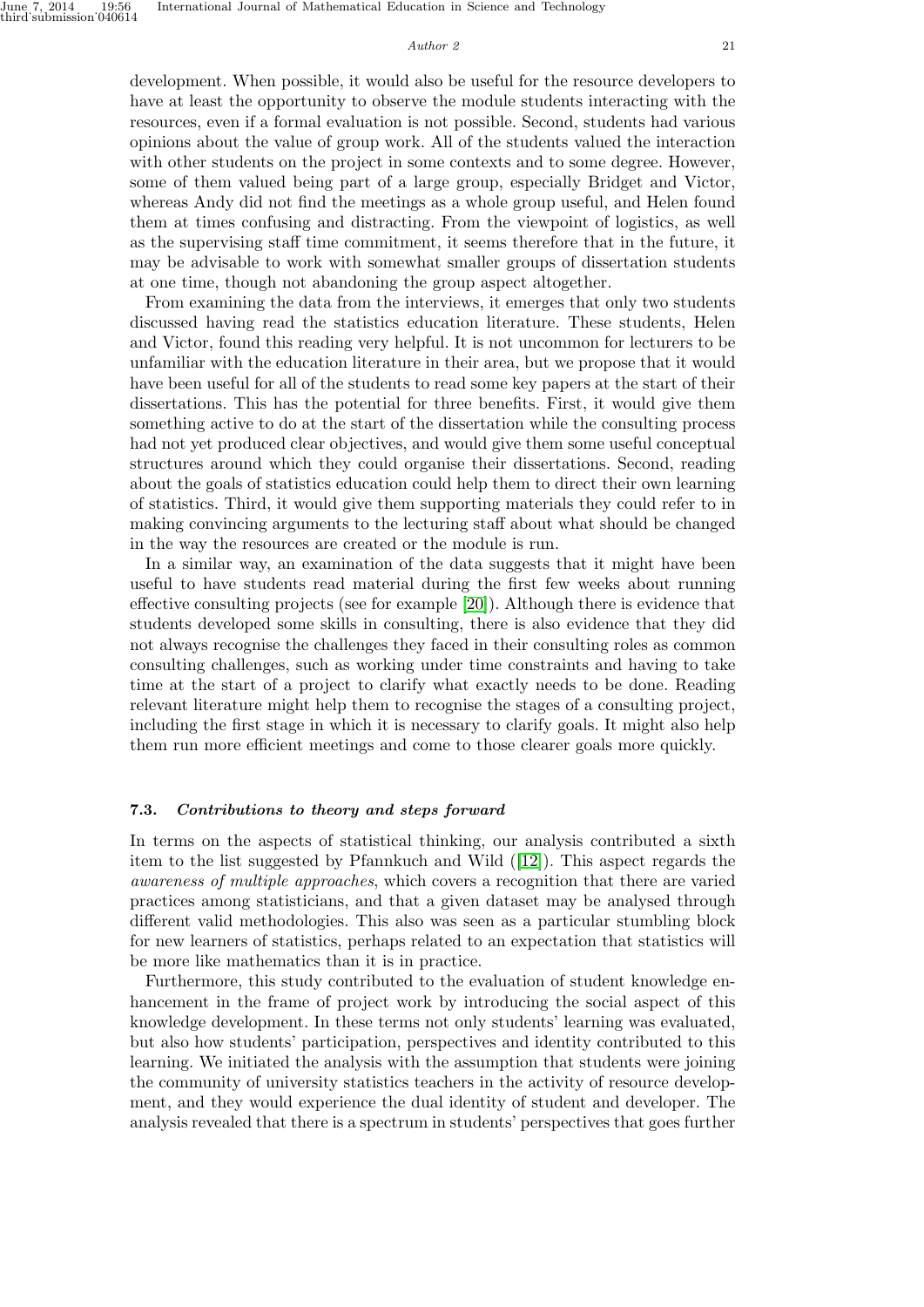development. When possible, it would also be useful for the resource developers to have at least the opportunity to observe the module students interacting with the resources, even if a formal evaluation is not possible. Second, students had various opinions about the value of group work. All of the students valued the interaction with other students on the project in some contexts and to some degree. However, some of them valued being part of a large group, especially Bridget and Victor, whereas Andy did not find the meetings as a whole group useful, and Helen found them at times confusing and distracting. From the viewpoint of logistics, as well as the supervising staff time commitment, it seems therefore that in the future, it may be advisable to work with somewhat smaller groups of dissertation students at one time, though not abandoning the group aspect altogether.

From examining the data from the interviews, it emerges that only two students discussed having read the statistics education literature. These students, Helen and Victor, found this reading very helpful. It is not uncommon for lecturers to be unfamiliar with the education literature in their area, but we propose that it would have been useful for all of the students to read some key papers at the start of their dissertations. This has the potential for three benefits. First, it would give them something active to do at the start of the dissertation while the consulting process had not yet produced clear objectives, and would give them some useful conceptual structures around which they could organise their dissertations. Second, reading about the goals of statistics education could help them to direct their own learning of statistics. Third, it would give them supporting materials they could refer to in making convincing arguments to the lecturing staff about what should be changed in the way the resources are created or the module is run.

In a similar way, an examination of the data suggests that it might have been useful to have students read material during the first few weeks about running effective consulting projects (see for example [20]). Although there is evidence that students developed some skills in consulting, there is also evidence that they did not always recognise the challenges they faced in their consulting roles as common consulting challenges, such as working under time constraints and having to take time at the start of a project to clarify what exactly needs to be done. Reading relevant literature might help them to recognise the stages of a consulting project, including the first stage in which it is necessary to clarify goals. It might also help them run more efficient meetings and come to those clearer goals more quickly.

### 7.3. *Contributions to theory and steps forward*

In terms on the aspects of statistical thinking, our analysis contributed a sixth item to the list suggested by Pfannkuch and Wild ([12]). This aspect regards the *awareness of multiple approaches*, which covers a recognition that there are varied practices among statisticians, and that a given dataset may be analysed through different valid methodologies. This also was seen as a particular stumbling block for new learners of statistics, perhaps related to an expectation that statistics will be more like mathematics than it is in practice.

Furthermore, this study contributed to the evaluation of student knowledge enhancement in the frame of project work by introducing the social aspect of this knowledge development. In these terms not only students' learning was evaluated, but also how students' participation, perspectives and identity contributed to this learning. We initiated the analysis with the assumption that students were joining the community of university statistics teachers in the activity of resource development, and they would experience the dual identity of student and developer. The analysis revealed that there is a spectrum in students' perspectives that goes further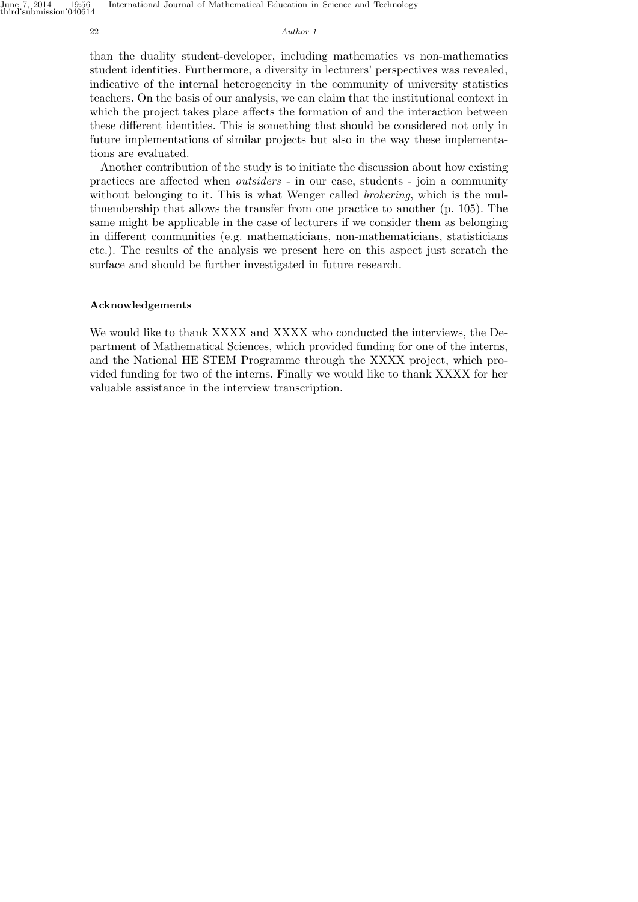than the duality student-developer, including mathematics vs non-mathematics student identities. Furthermore, a diversity in lecturers' perspectives was revealed, indicative of the internal heterogeneity in the community of university statistics teachers. On the basis of our analysis, we can claim that the institutional context in which the project takes place affects the formation of and the interaction between these different identities. This is something that should be considered not only in future implementations of similar projects but also in the way these implementations are evaluated.

Another contribution of the study is to initiate the discussion about how existing practices are affected when *outsiders* - in our case, students - join a community without belonging to it. This is what Wenger called *brokering*, which is the multimembership that allows the transfer from one practice to another (p. 105). The same might be applicable in the case of lecturers if we consider them as belonging in different communities (e.g. mathematicians, non-mathematicians, statisticians etc.). The results of the analysis we present here on this aspect just scratch the surface and should be further investigated in future research.

### Acknowledgements

We would like to thank XXXX and XXXX who conducted the interviews, the Department of Mathematical Sciences, which provided funding for one of the interns, and the National HE STEM Programme through the XXXX project, which provided funding for two of the interns. Finally we would like to thank XXXX for her valuable assistance in the interview transcription.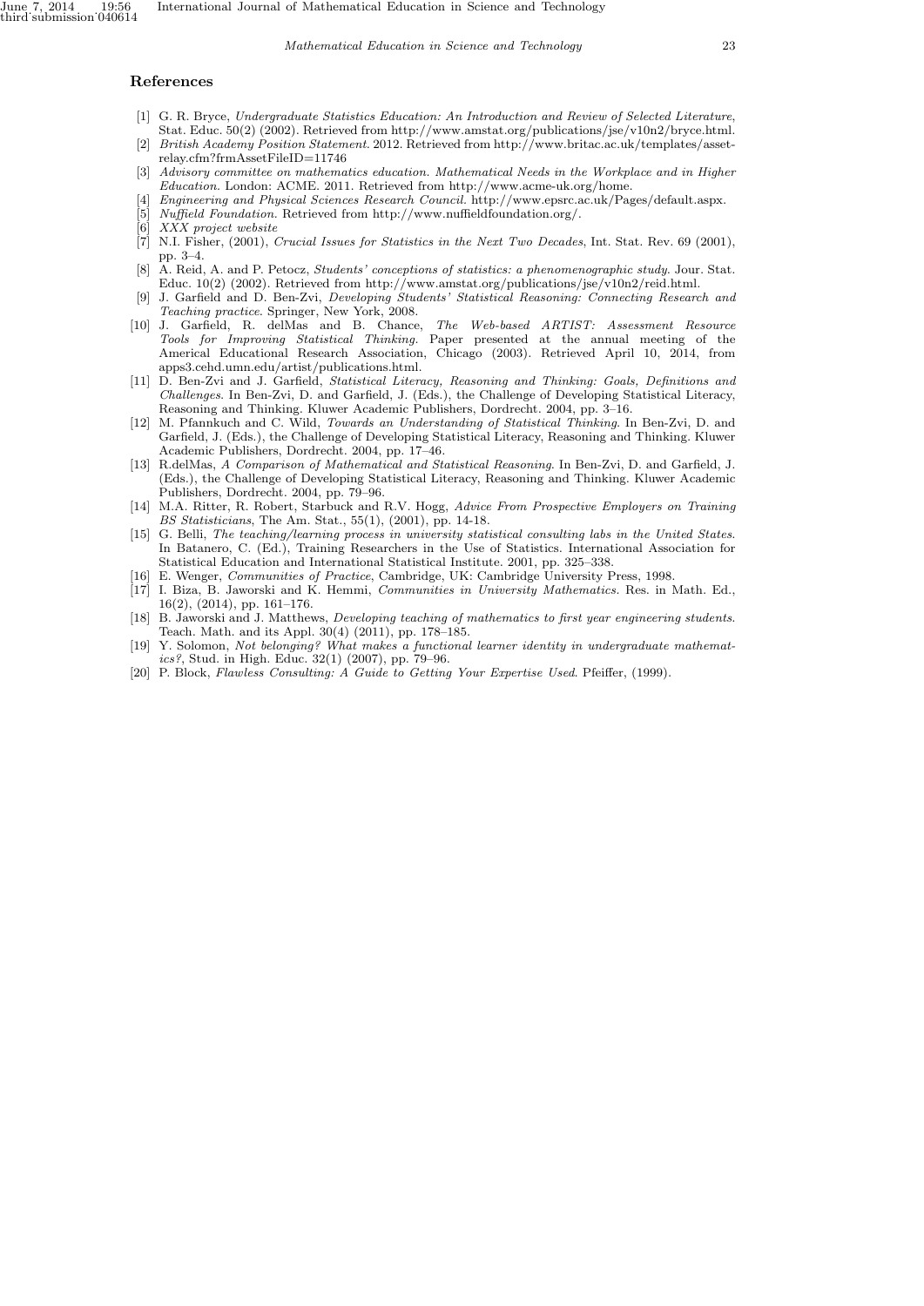## References

[1] G. R. Bryce, *Undergraduate Statistics Education: An Introduction and Review of Selected Literature*, Stat. Educ. 50(2) (2002). Retrieved from http://www.amstat.org/publications/jse/v10n2/bryce.html.

[2] *British Academy Position Statement*. 2012. Retrieved from http://www.britac.ac.uk/templates/asset-relay.cfm?frmAssetFileID=11746

[3] *Advisory committee on mathematics education. Mathematical Needs in the Workplace and in Higher Education.* London: ACME. 2011. Retrieved from http://www.acme-uk.org/home.

[4] *Engineering and Physical Sciences Research Council.* http://www.epsrc.ac.uk/Pages/default.aspx.

[5] *Nuffield Foundation.* Retrieved from http://www.nuffieldfoundation.org/.

[6] *XXX project website*

[7] N.I. Fisher, (2001), *Crucial Issues for Statistics in the Next Two Decades*, Int. Stat. Rev. 69 (2001), pp. 3–4.

[8] A. Reid, A. and P. Petocz, *Students' conceptions of statistics: a phenomenographic study*. Jour. Stat. Educ. 10(2) (2002). Retrieved from http://www.amstat.org/publications/jse/v10n2/reid.html.

[9] J. Garfield and D. Ben-Zvi, *Developing Students' Statistical Reasoning: Connecting Research and Teaching practice*. Springer, New York, 2008.

[10] J. Garfield, R. delMas and B. Chance, *The Web-based ARTIST: Assessment Resource Tools for Improving Statistical Thinking*. Paper presented at the annual meeting of the Americal Educational Research Association, Chicago (2003). Retrieved April 10, 2014, from apps3.cehd.umn.edu/artist/publications.html.

[11] D. Ben-Zvi and J. Garfield, *Statistical Literacy, Reasoning and Thinking: Goals, Definitions and Challenges*. In Ben-Zvi, D. and Garfield, J. (Eds.), the Challenge of Developing Statistical Literacy, Reasoning and Thinking. Kluwer Academic Publishers, Dordrecht. 2004, pp. 3–16.

[12] M. Pfannkuch and C. Wild, *Towards an Understanding of Statistical Thinking*. In Ben-Zvi, D. and Garfield, J. (Eds.), the Challenge of Developing Statistical Literacy, Reasoning and Thinking. Kluwer Academic Publishers, Dordrecht. 2004, pp. 17–46.

[13] R.delMas, *A Comparison of Mathematical and Statistical Reasoning*. In Ben-Zvi, D. and Garfield, J. (Eds.), the Challenge of Developing Statistical Literacy, Reasoning and Thinking. Kluwer Academic Publishers, Dordrecht. 2004, pp. 79–96.

[14] M.A. Ritter, R. Robert, Starbuck and R.V. Hogg, *Advice From Prospective Employers on Training BS Statisticians*, The Am. Stat., 55(1), (2001), pp. 14-18.

[15] G. Belli, *The teaching/learning process in university statistical consulting labs in the United States*. In Batanero, C. (Ed.), Training Researchers in the Use of Statistics. International Association for Statistical Education and International Statistical Institute. 2001, pp. 325–338.

[16] E. Wenger, *Communities of Practice*, Cambridge, UK: Cambridge University Press, 1998.

[17] I. Biza, B. Jaworski and K. Hemmi, *Communities in University Mathematics*. Res. in Math. Ed., 16(2), (2014), pp. 161–176.

[18] B. Jaworski and J. Matthews, *Developing teaching of mathematics to first year engineering students*. Teach. Math. and its Appl. 30(4) (2011), pp. 178–185.

[19] Y. Solomon, *Not belonging? What makes a functional learner identity in undergraduate mathematics?*, Stud. in High. Educ. 32(1) (2007), pp. 79–96.

[20] P. Block, *Flawless Consulting: A Guide to Getting Your Expertise Used*. Pfeiffer, (1999).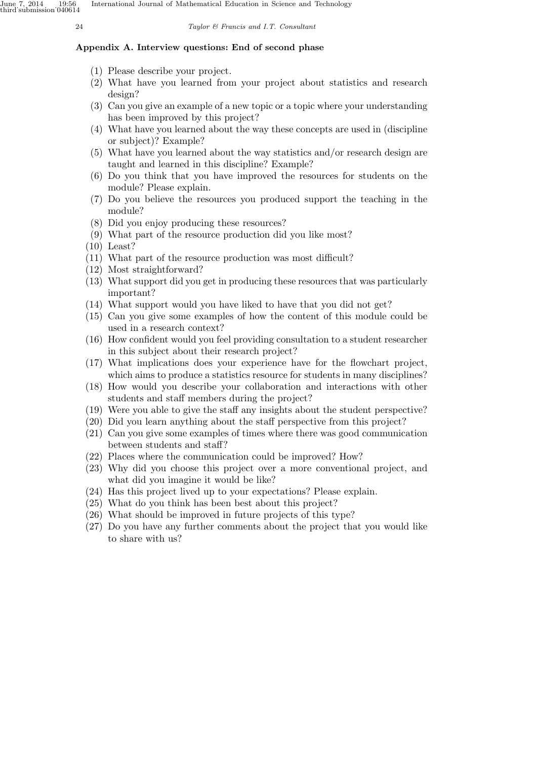## Appendix A. Interview questions: End of second phase

1. Please describe your project.
2. What have you learned from your project about statistics and research design?
3. Can you give an example of a new topic or a topic where your understanding has been improved by this project?
4. What have you learned about the way these concepts are used in (discipline or subject)? Example?
5. What have you learned about the way statistics and/or research design are taught and learned in this discipline? Example?
6. Do you think that you have improved the resources for students on the module? Please explain.
7. Do you believe the resources you produced support the teaching in the module?
8. Did you enjoy producing these resources?
9. What part of the resource production did you like most?
10. Least?
11. What part of the resource production was most difficult?
12. Most straightforward?
13. What support did you get in producing these resources that was particularly important?
14. What support would you have liked to have that you did not get?
15. Can you give some examples of how the content of this module could be used in a research context?
16. How confident would you feel providing consultation to a student researcher in this subject about their research project?
17. What implications does your experience have for the flowchart project, which aims to produce a statistics resource for students in many disciplines?
18. How would you describe your collaboration and interactions with other students and staff members during the project?
19. Were you able to give the staff any insights about the student perspective?
20. Did you learn anything about the staff perspective from this project?
21. Can you give some examples of times where there was good communication between students and staff?
22. Places where the communication could be improved? How?
23. Why did you choose this project over a more conventional project, and what did you imagine it would be like?
24. Has this project lived up to your expectations? Please explain.
25. What do you think has been best about this project?
26. What should be improved in future projects of this type?
27. Do you have any further comments about the project that you would like to share with us?